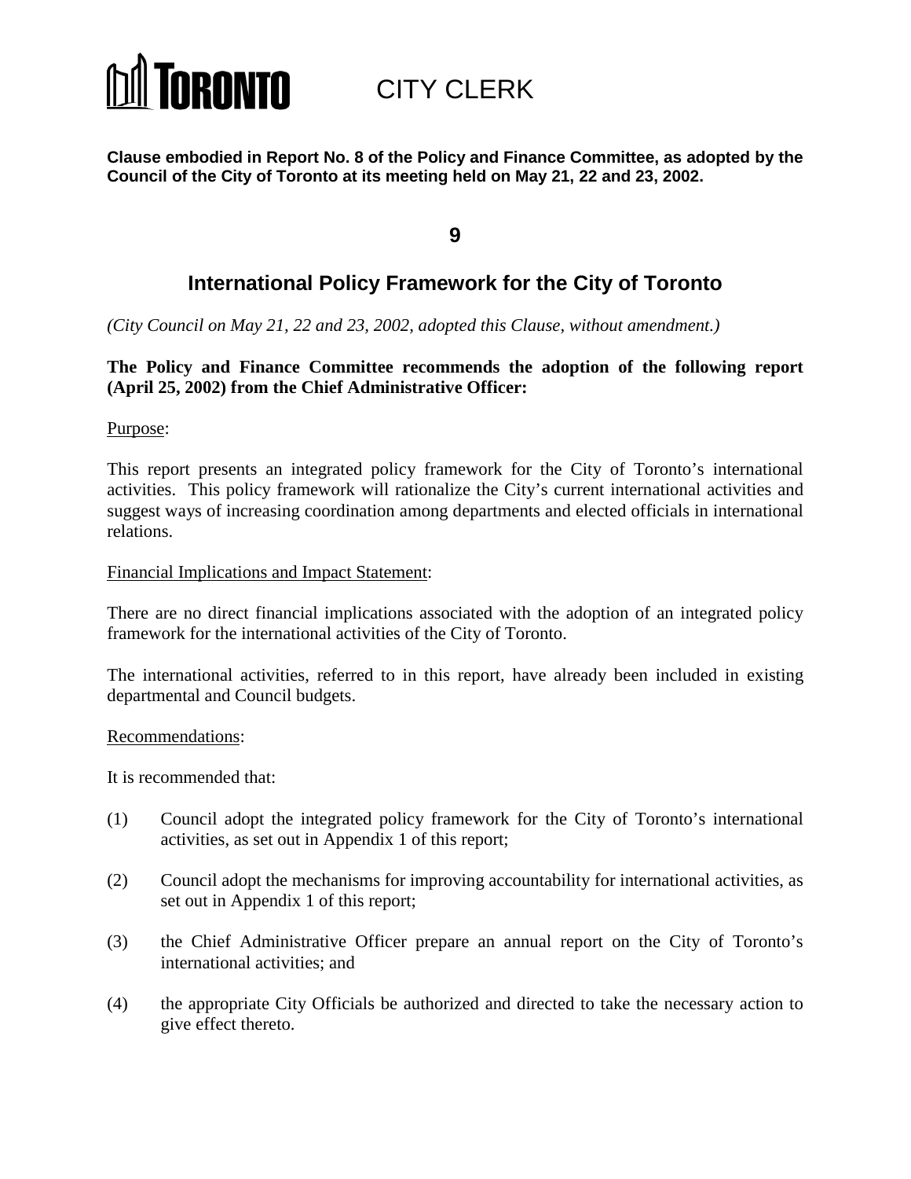# TORONTO CITY CLERK

**Clause embodied in Report No. 8 of the Policy and Finance Committee, as adopted by the Council of the City of Toronto at its meeting held on May 21, 22 and 23, 2002.**

## 9

## International Policy Framework for the City of Toronto

*(City Council on May 21, 22 and 23, 2002, adopted this Clause, without amendment.)*

**The Policy and Finance Committee recommends the adoption of the following report (April 25, 2002) from the Chief Administrative Officer:**

Purpose:

This report presents an integrated policy framework for the City of Toronto's international activities. This policy framework will rationalize the City's current international activities and suggest ways of increasing coordination among departments and elected officials in international relations.

Financial Implications and Impact Statement:

There are no direct financial implications associated with the adoption of an integrated policy framework for the international activities of the City of Toronto.

The international activities, referred to in this report, have already been included in existing departmental and Council budgets.

Recommendations:

It is recommended that:

(1) Council adopt the integrated policy framework for the City of Toronto's international activities, as set out in Appendix 1 of this report;

(2) Council adopt the mechanisms for improving accountability for international activities, as set out in Appendix 1 of this report;

(3) the Chief Administrative Officer prepare an annual report on the City of Toronto's international activities; and

(4) the appropriate City Officials be authorized and directed to take the necessary action to give effect thereto.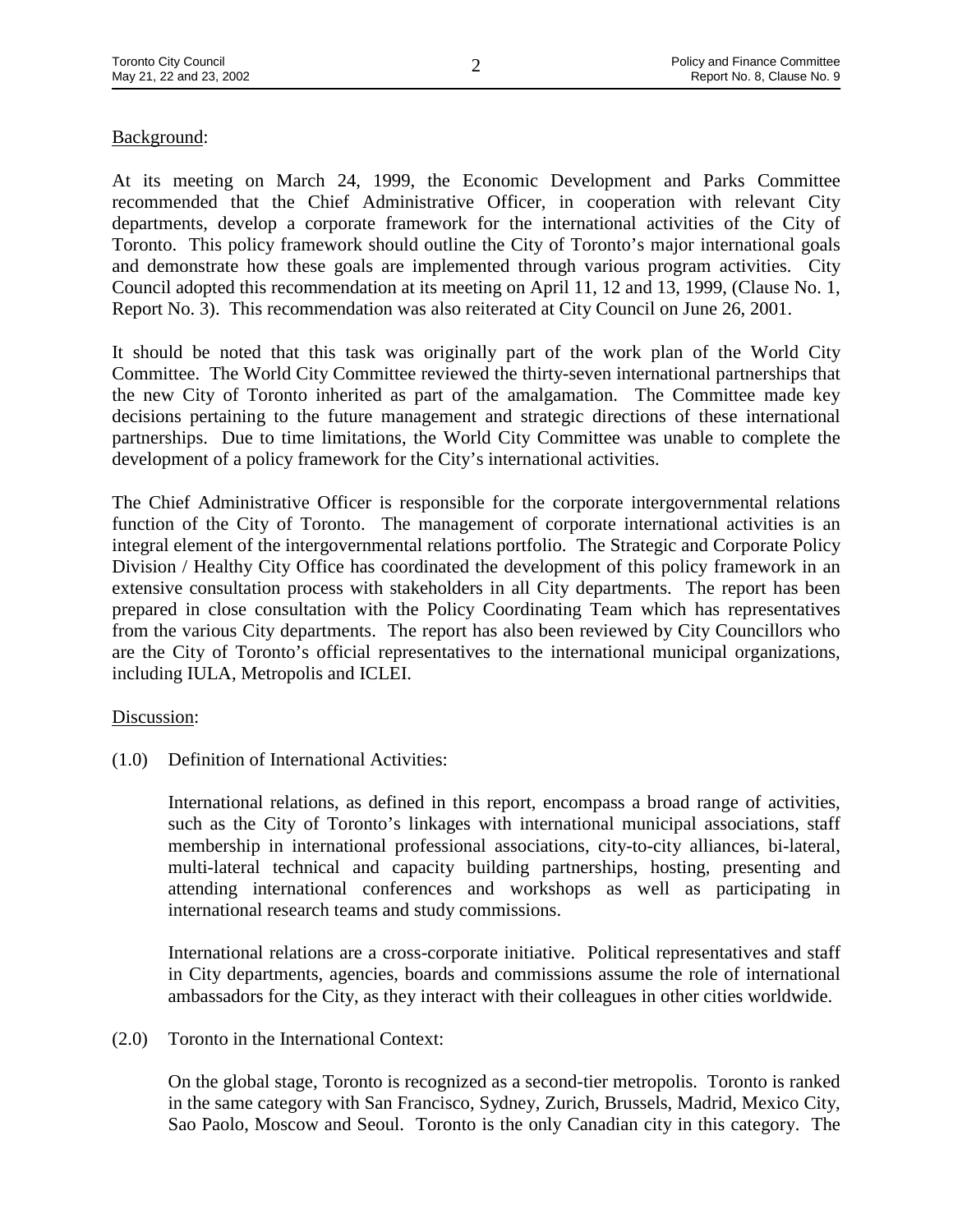Background:

At its meeting on March 24, 1999, the Economic Development and Parks Committee recommended that the Chief Administrative Officer, in cooperation with relevant City departments, develop a corporate framework for the international activities of the City of Toronto. This policy framework should outline the City of Toronto's major international goals and demonstrate how these goals are implemented through various program activities. City Council adopted this recommendation at its meeting on April 11, 12 and 13, 1999, (Clause No. 1, Report No. 3). This recommendation was also reiterated at City Council on June 26, 2001.

It should be noted that this task was originally part of the work plan of the World City Committee. The World City Committee reviewed the thirty-seven international partnerships that the new City of Toronto inherited as part of the amalgamation. The Committee made key decisions pertaining to the future management and strategic directions of these international partnerships. Due to time limitations, the World City Committee was unable to complete the development of a policy framework for the City's international activities.

The Chief Administrative Officer is responsible for the corporate intergovernmental relations function of the City of Toronto. The management of corporate international activities is an integral element of the intergovernmental relations portfolio. The Strategic and Corporate Policy Division / Healthy City Office has coordinated the development of this policy framework in an extensive consultation process with stakeholders in all City departments. The report has been prepared in close consultation with the Policy Coordinating Team which has representatives from the various City departments. The report has also been reviewed by City Councillors who are the City of Toronto's official representatives to the international municipal organizations, including IULA, Metropolis and ICLEI.

Discussion:

(1.0) Definition of International Activities:

International relations, as defined in this report, encompass a broad range of activities, such as the City of Toronto's linkages with international municipal associations, staff membership in international professional associations, city-to-city alliances, bi-lateral, multi-lateral technical and capacity building partnerships, hosting, presenting and attending international conferences and workshops as well as participating in international research teams and study commissions.

International relations are a cross-corporate initiative. Political representatives and staff in City departments, agencies, boards and commissions assume the role of international ambassadors for the City, as they interact with their colleagues in other cities worldwide.

(2.0) Toronto in the International Context:

On the global stage, Toronto is recognized as a second-tier metropolis. Toronto is ranked in the same category with San Francisco, Sydney, Zurich, Brussels, Madrid, Mexico City, Sao Paolo, Moscow and Seoul. Toronto is the only Canadian city in this category. The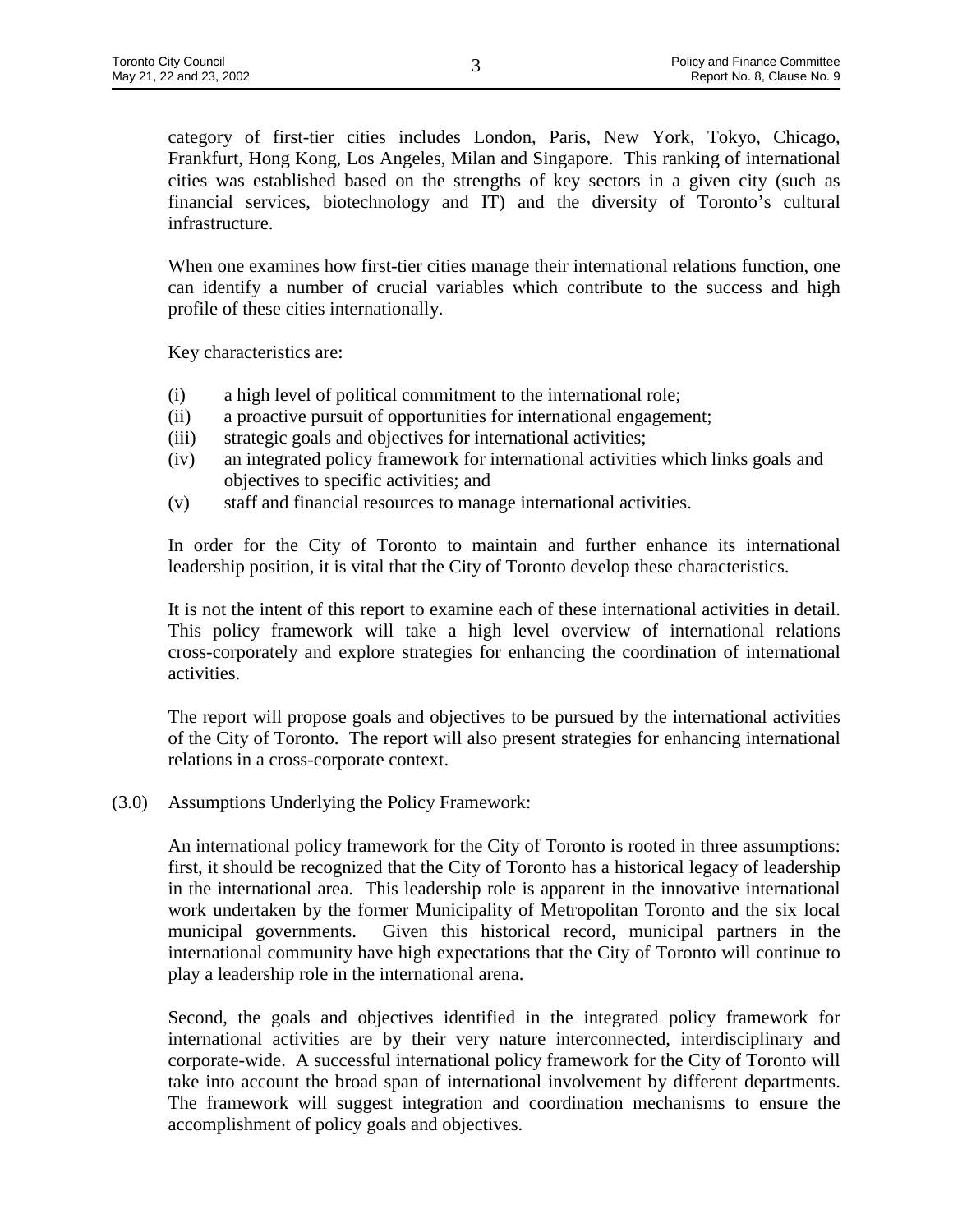category of first-tier cities includes London, Paris, New York, Tokyo, Chicago, Frankfurt, Hong Kong, Los Angeles, Milan and Singapore. This ranking of international cities was established based on the strengths of key sectors in a given city (such as financial services, biotechnology and IT) and the diversity of Toronto's cultural infrastructure.

When one examines how first-tier cities manage their international relations function, one can identify a number of crucial variables which contribute to the success and high profile of these cities internationally.

Key characteristics are:

(i) a high level of political commitment to the international role;
(ii) a proactive pursuit of opportunities for international engagement;
(iii) strategic goals and objectives for international activities;
(iv) an integrated policy framework for international activities which links goals and objectives to specific activities; and
(v) staff and financial resources to manage international activities.

In order for the City of Toronto to maintain and further enhance its international leadership position, it is vital that the City of Toronto develop these characteristics.

It is not the intent of this report to examine each of these international activities in detail. This policy framework will take a high level overview of international relations cross-corporately and explore strategies for enhancing the coordination of international activities.

The report will propose goals and objectives to be pursued by the international activities of the City of Toronto. The report will also present strategies for enhancing international relations in a cross-corporate context.

(3.0) Assumptions Underlying the Policy Framework:

An international policy framework for the City of Toronto is rooted in three assumptions: first, it should be recognized that the City of Toronto has a historical legacy of leadership in the international area. This leadership role is apparent in the innovative international work undertaken by the former Municipality of Metropolitan Toronto and the six local municipal governments. Given this historical record, municipal partners in the international community have high expectations that the City of Toronto will continue to play a leadership role in the international arena.

Second, the goals and objectives identified in the integrated policy framework for international activities are by their very nature interconnected, interdisciplinary and corporate-wide. A successful international policy framework for the City of Toronto will take into account the broad span of international involvement by different departments. The framework will suggest integration and coordination mechanisms to ensure the accomplishment of policy goals and objectives.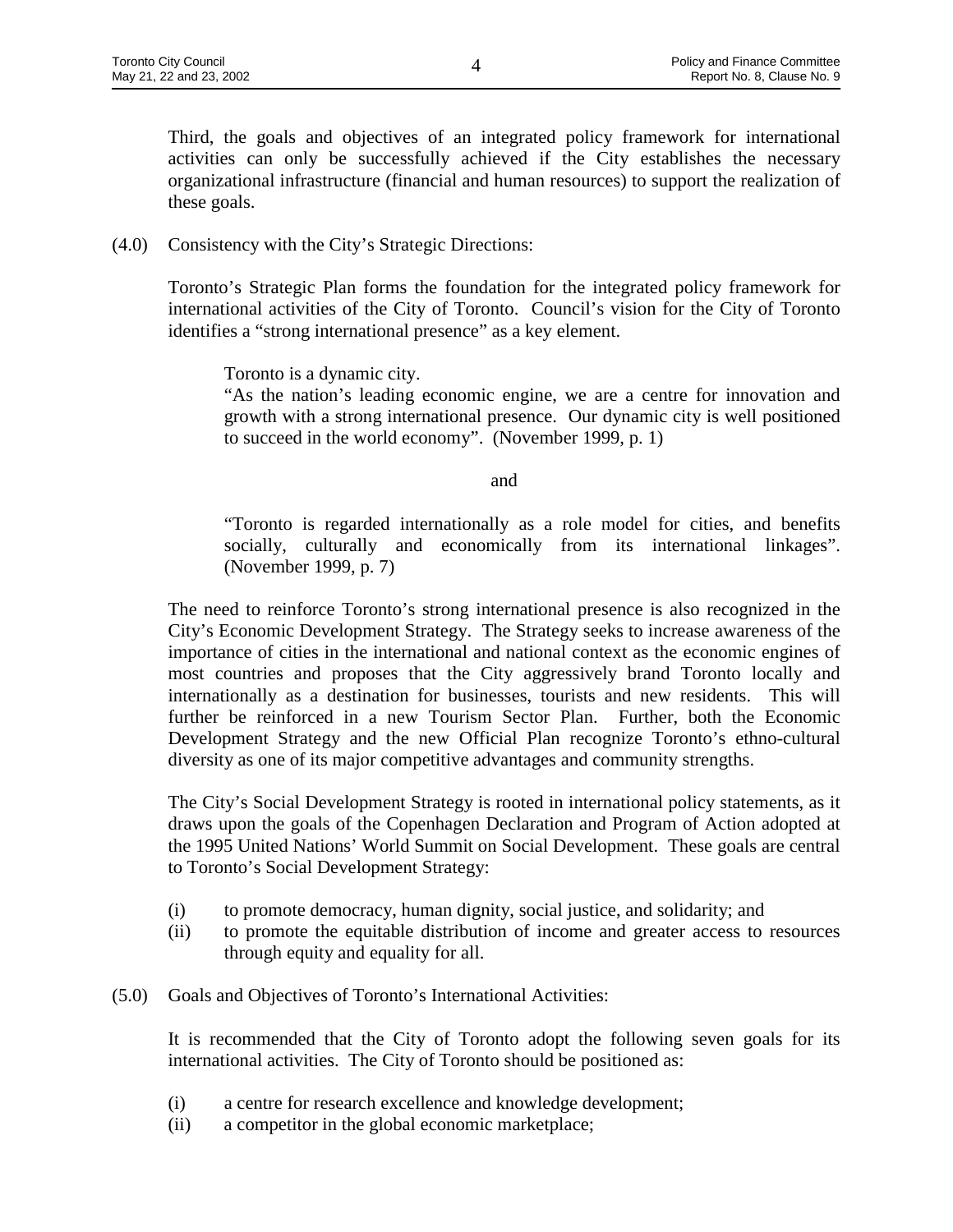Third, the goals and objectives of an integrated policy framework for international activities can only be successfully achieved if the City establishes the necessary organizational infrastructure (financial and human resources) to support the realization of these goals.

(4.0) Consistency with the City's Strategic Directions:

Toronto's Strategic Plan forms the foundation for the integrated policy framework for international activities of the City of Toronto. Council's vision for the City of Toronto identifies a "strong international presence" as a key element.

> Toronto is a dynamic city.
> "As the nation's leading economic engine, we are a centre for innovation and growth with a strong international presence. Our dynamic city is well positioned to succeed in the world economy". (November 1999, p. 1)
>
> and
>
> "Toronto is regarded internationally as a role model for cities, and benefits socially, culturally and economically from its international linkages". (November 1999, p. 7)

The need to reinforce Toronto's strong international presence is also recognized in the City's Economic Development Strategy. The Strategy seeks to increase awareness of the importance of cities in the international and national context as the economic engines of most countries and proposes that the City aggressively brand Toronto locally and internationally as a destination for businesses, tourists and new residents. This will further be reinforced in a new Tourism Sector Plan. Further, both the Economic Development Strategy and the new Official Plan recognize Toronto's ethno-cultural diversity as one of its major competitive advantages and community strengths.

The City's Social Development Strategy is rooted in international policy statements, as it draws upon the goals of the Copenhagen Declaration and Program of Action adopted at the 1995 United Nations' World Summit on Social Development. These goals are central to Toronto's Social Development Strategy:

(i) to promote democracy, human dignity, social justice, and solidarity; and
(ii) to promote the equitable distribution of income and greater access to resources through equity and equality for all.

(5.0) Goals and Objectives of Toronto's International Activities:

It is recommended that the City of Toronto adopt the following seven goals for its international activities. The City of Toronto should be positioned as:

(i) a centre for research excellence and knowledge development;
(ii) a competitor in the global economic marketplace;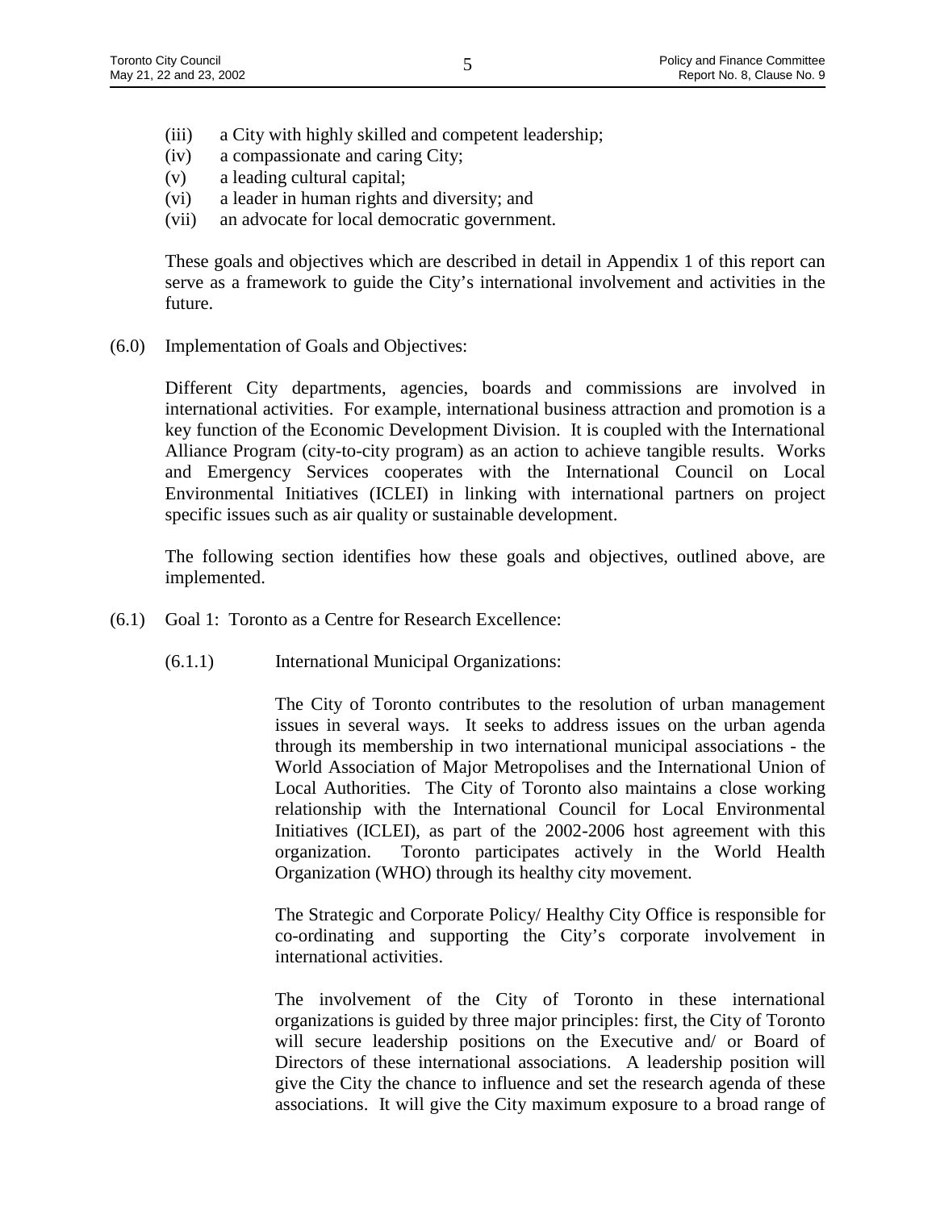(iii) a City with highly skilled and competent leadership;
(iv) a compassionate and caring City;
(v) a leading cultural capital;
(vi) a leader in human rights and diversity; and
(vii) an advocate for local democratic government.

These goals and objectives which are described in detail in Appendix 1 of this report can serve as a framework to guide the City's international involvement and activities in the future.

(6.0) Implementation of Goals and Objectives:

Different City departments, agencies, boards and commissions are involved in international activities. For example, international business attraction and promotion is a key function of the Economic Development Division. It is coupled with the International Alliance Program (city-to-city program) as an action to achieve tangible results. Works and Emergency Services cooperates with the International Council on Local Environmental Initiatives (ICLEI) in linking with international partners on project specific issues such as air quality or sustainable development.

The following section identifies how these goals and objectives, outlined above, are implemented.

(6.1) Goal 1: Toronto as a Centre for Research Excellence:

(6.1.1) International Municipal Organizations:

The City of Toronto contributes to the resolution of urban management issues in several ways. It seeks to address issues on the urban agenda through its membership in two international municipal associations - the World Association of Major Metropolises and the International Union of Local Authorities. The City of Toronto also maintains a close working relationship with the International Council for Local Environmental Initiatives (ICLEI), as part of the 2002-2006 host agreement with this organization. Toronto participates actively in the World Health Organization (WHO) through its healthy city movement.

The Strategic and Corporate Policy/ Healthy City Office is responsible for co-ordinating and supporting the City's corporate involvement in international activities.

The involvement of the City of Toronto in these international organizations is guided by three major principles: first, the City of Toronto will secure leadership positions on the Executive and/ or Board of Directors of these international associations. A leadership position will give the City the chance to influence and set the research agenda of these associations. It will give the City maximum exposure to a broad range of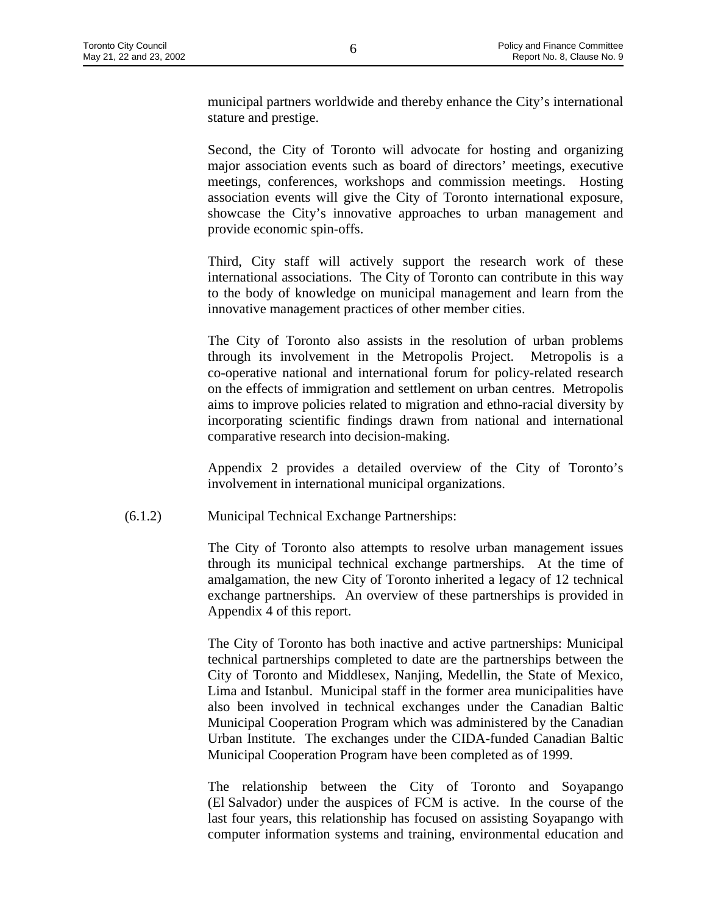municipal partners worldwide and thereby enhance the City's international stature and prestige.

Second, the City of Toronto will advocate for hosting and organizing major association events such as board of directors' meetings, executive meetings, conferences, workshops and commission meetings. Hosting association events will give the City of Toronto international exposure, showcase the City's innovative approaches to urban management and provide economic spin-offs.

Third, City staff will actively support the research work of these international associations. The City of Toronto can contribute in this way to the body of knowledge on municipal management and learn from the innovative management practices of other member cities.

The City of Toronto also assists in the resolution of urban problems through its involvement in the Metropolis Project. Metropolis is a co-operative national and international forum for policy-related research on the effects of immigration and settlement on urban centres. Metropolis aims to improve policies related to migration and ethno-racial diversity by incorporating scientific findings drawn from national and international comparative research into decision-making.

Appendix 2 provides a detailed overview of the City of Toronto's involvement in international municipal organizations.

(6.1.2) Municipal Technical Exchange Partnerships:

The City of Toronto also attempts to resolve urban management issues through its municipal technical exchange partnerships. At the time of amalgamation, the new City of Toronto inherited a legacy of 12 technical exchange partnerships. An overview of these partnerships is provided in Appendix 4 of this report.

The City of Toronto has both inactive and active partnerships: Municipal technical partnerships completed to date are the partnerships between the City of Toronto and Middlesex, Nanjing, Medellin, the State of Mexico, Lima and Istanbul. Municipal staff in the former area municipalities have also been involved in technical exchanges under the Canadian Baltic Municipal Cooperation Program which was administered by the Canadian Urban Institute. The exchanges under the CIDA-funded Canadian Baltic Municipal Cooperation Program have been completed as of 1999.

The relationship between the City of Toronto and Soyapango (El Salvador) under the auspices of FCM is active. In the course of the last four years, this relationship has focused on assisting Soyapango with computer information systems and training, environmental education and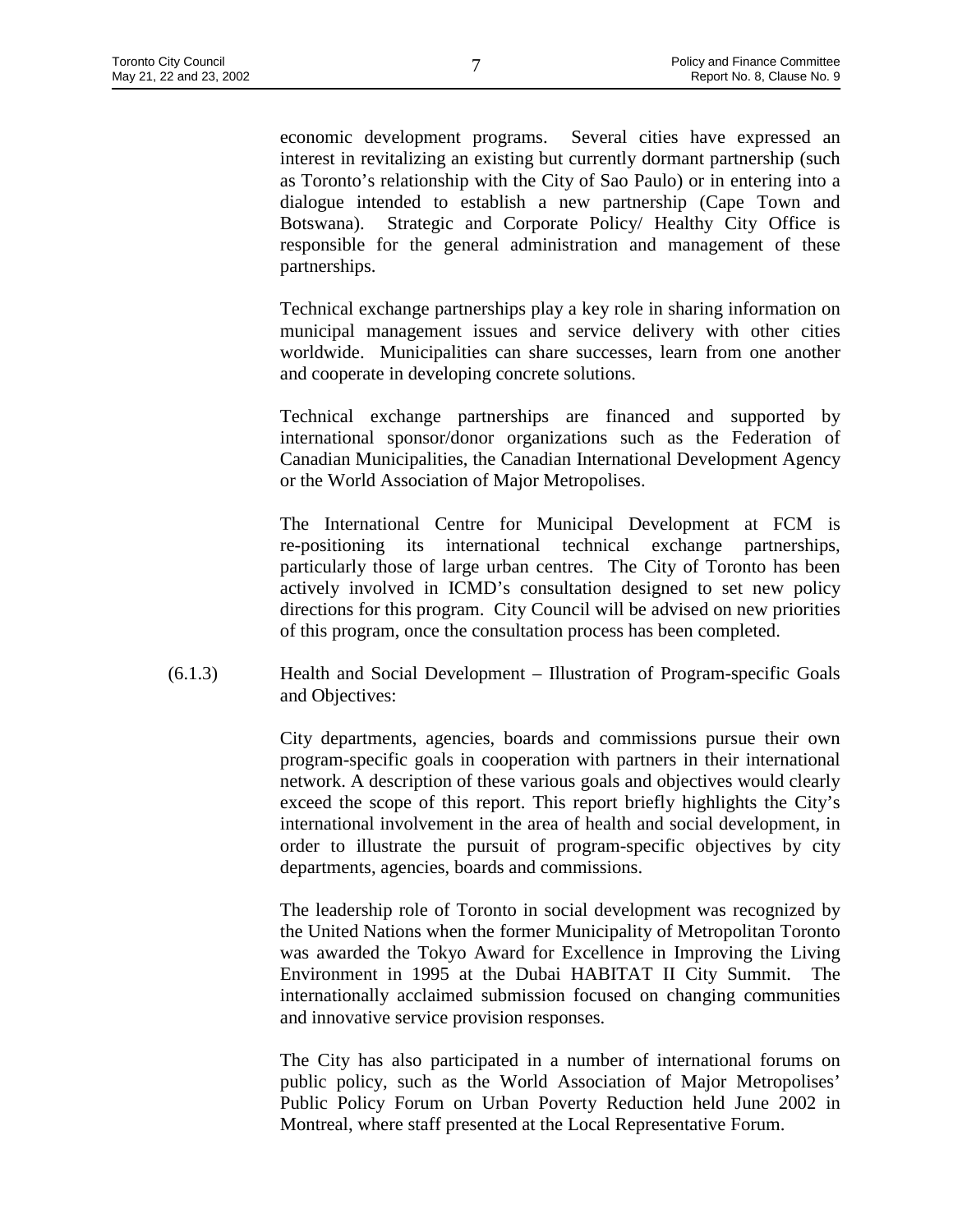economic development programs. Several cities have expressed an interest in revitalizing an existing but currently dormant partnership (such as Toronto's relationship with the City of Sao Paulo) or in entering into a dialogue intended to establish a new partnership (Cape Town and Botswana). Strategic and Corporate Policy/ Healthy City Office is responsible for the general administration and management of these partnerships.

Technical exchange partnerships play a key role in sharing information on municipal management issues and service delivery with other cities worldwide. Municipalities can share successes, learn from one another and cooperate in developing concrete solutions.

Technical exchange partnerships are financed and supported by international sponsor/donor organizations such as the Federation of Canadian Municipalities, the Canadian International Development Agency or the World Association of Major Metropolises.

The International Centre for Municipal Development at FCM is re-positioning its international technical exchange partnerships, particularly those of large urban centres. The City of Toronto has been actively involved in ICMD's consultation designed to set new policy directions for this program. City Council will be advised on new priorities of this program, once the consultation process has been completed.

(6.1.3) Health and Social Development – Illustration of Program-specific Goals and Objectives:

City departments, agencies, boards and commissions pursue their own program-specific goals in cooperation with partners in their international network. A description of these various goals and objectives would clearly exceed the scope of this report. This report briefly highlights the City's international involvement in the area of health and social development, in order to illustrate the pursuit of program-specific objectives by city departments, agencies, boards and commissions.

The leadership role of Toronto in social development was recognized by the United Nations when the former Municipality of Metropolitan Toronto was awarded the Tokyo Award for Excellence in Improving the Living Environment in 1995 at the Dubai HABITAT II City Summit. The internationally acclaimed submission focused on changing communities and innovative service provision responses.

The City has also participated in a number of international forums on public policy, such as the World Association of Major Metropolises' Public Policy Forum on Urban Poverty Reduction held June 2002 in Montreal, where staff presented at the Local Representative Forum.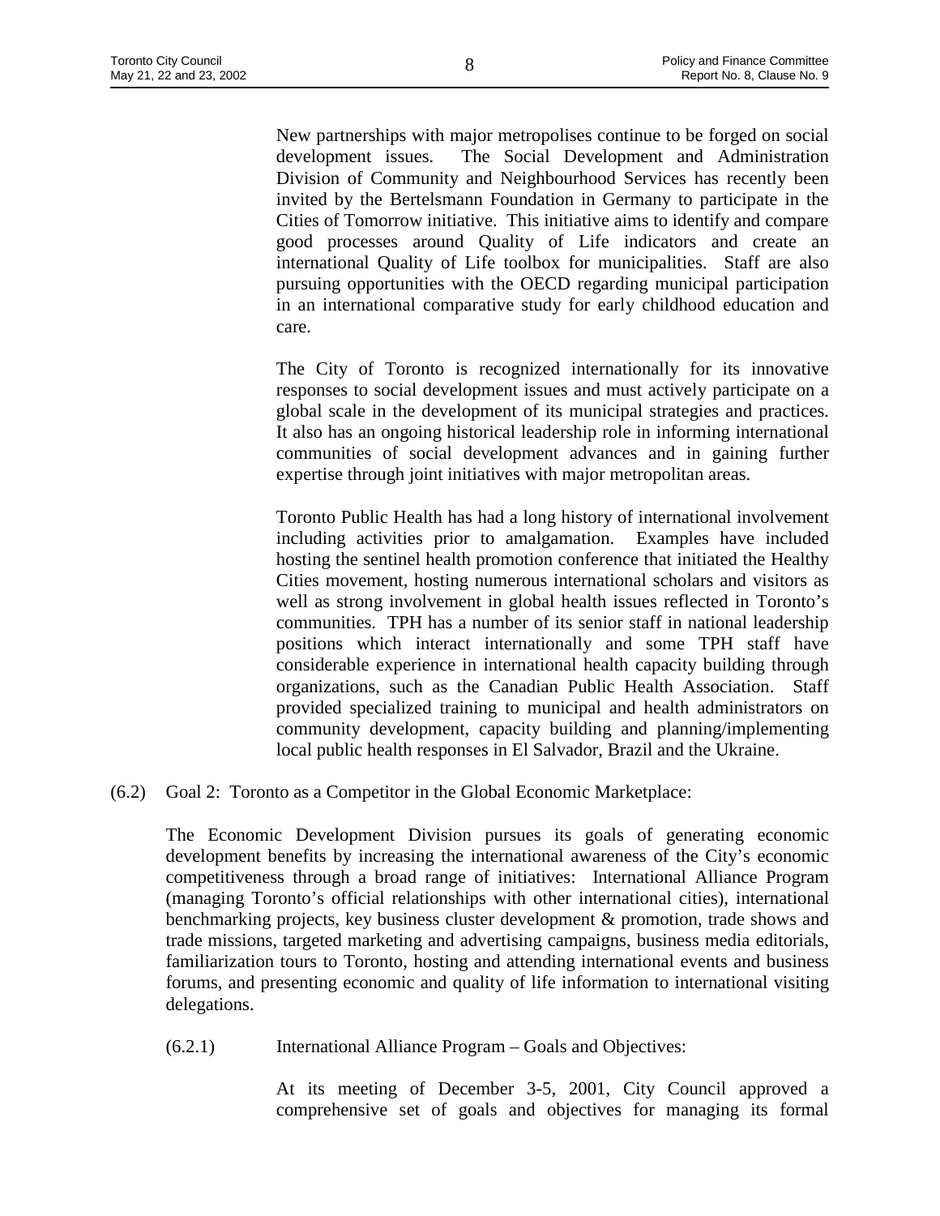New partnerships with major metropolises continue to be forged on social development issues. The Social Development and Administration Division of Community and Neighbourhood Services has recently been invited by the Bertelsmann Foundation in Germany to participate in the Cities of Tomorrow initiative. This initiative aims to identify and compare good processes around Quality of Life indicators and create an international Quality of Life toolbox for municipalities. Staff are also pursuing opportunities with the OECD regarding municipal participation in an international comparative study for early childhood education and care.

The City of Toronto is recognized internationally for its innovative responses to social development issues and must actively participate on a global scale in the development of its municipal strategies and practices. It also has an ongoing historical leadership role in informing international communities of social development advances and in gaining further expertise through joint initiatives with major metropolitan areas.

Toronto Public Health has had a long history of international involvement including activities prior to amalgamation. Examples have included hosting the sentinel health promotion conference that initiated the Healthy Cities movement, hosting numerous international scholars and visitors as well as strong involvement in global health issues reflected in Toronto's communities. TPH has a number of its senior staff in national leadership positions which interact internationally and some TPH staff have considerable experience in international health capacity building through organizations, such as the Canadian Public Health Association. Staff provided specialized training to municipal and health administrators on community development, capacity building and planning/implementing local public health responses in El Salvador, Brazil and the Ukraine.

(6.2) Goal 2: Toronto as a Competitor in the Global Economic Marketplace:

The Economic Development Division pursues its goals of generating economic development benefits by increasing the international awareness of the City's economic competitiveness through a broad range of initiatives: International Alliance Program (managing Toronto's official relationships with other international cities), international benchmarking projects, key business cluster development & promotion, trade shows and trade missions, targeted marketing and advertising campaigns, business media editorials, familiarization tours to Toronto, hosting and attending international events and business forums, and presenting economic and quality of life information to international visiting delegations.

(6.2.1) International Alliance Program – Goals and Objectives:

At its meeting of December 3-5, 2001, City Council approved a comprehensive set of goals and objectives for managing its formal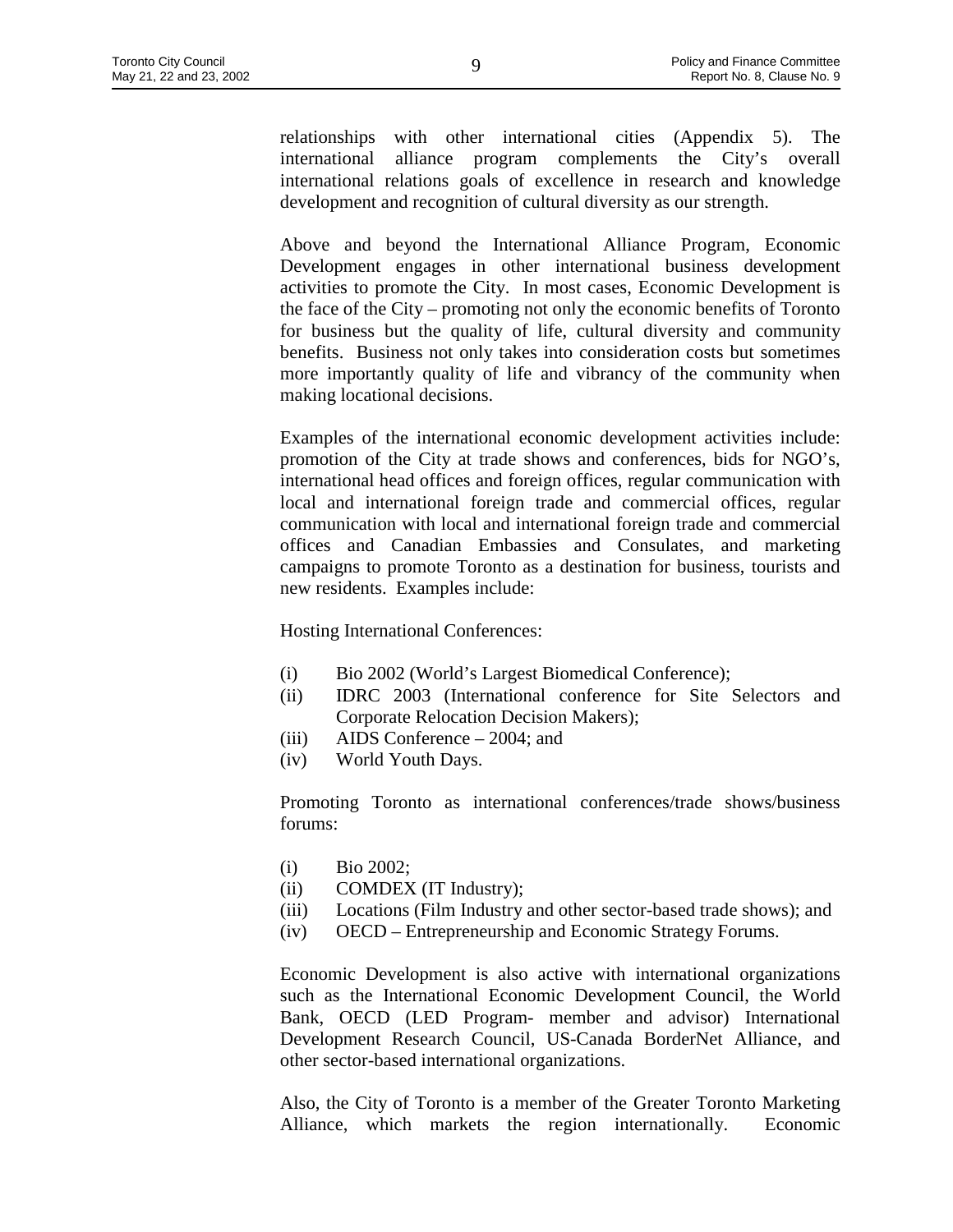relationships with other international cities (Appendix 5). The international alliance program complements the City's overall international relations goals of excellence in research and knowledge development and recognition of cultural diversity as our strength.

Above and beyond the International Alliance Program, Economic Development engages in other international business development activities to promote the City. In most cases, Economic Development is the face of the City – promoting not only the economic benefits of Toronto for business but the quality of life, cultural diversity and community benefits. Business not only takes into consideration costs but sometimes more importantly quality of life and vibrancy of the community when making locational decisions.

Examples of the international economic development activities include: promotion of the City at trade shows and conferences, bids for NGO's, international head offices and foreign offices, regular communication with local and international foreign trade and commercial offices, regular communication with local and international foreign trade and commercial offices and Canadian Embassies and Consulates, and marketing campaigns to promote Toronto as a destination for business, tourists and new residents. Examples include:

Hosting International Conferences:

(i) Bio 2002 (World's Largest Biomedical Conference);
(ii) IDRC 2003 (International conference for Site Selectors and Corporate Relocation Decision Makers);
(iii) AIDS Conference – 2004; and
(iv) World Youth Days.

Promoting Toronto as international conferences/trade shows/business forums:

(i) Bio 2002;
(ii) COMDEX (IT Industry);
(iii) Locations (Film Industry and other sector-based trade shows); and
(iv) OECD – Entrepreneurship and Economic Strategy Forums.

Economic Development is also active with international organizations such as the International Economic Development Council, the World Bank, OECD (LED Program- member and advisor) International Development Research Council, US-Canada BorderNet Alliance, and other sector-based international organizations.

Also, the City of Toronto is a member of the Greater Toronto Marketing Alliance, which markets the region internationally. Economic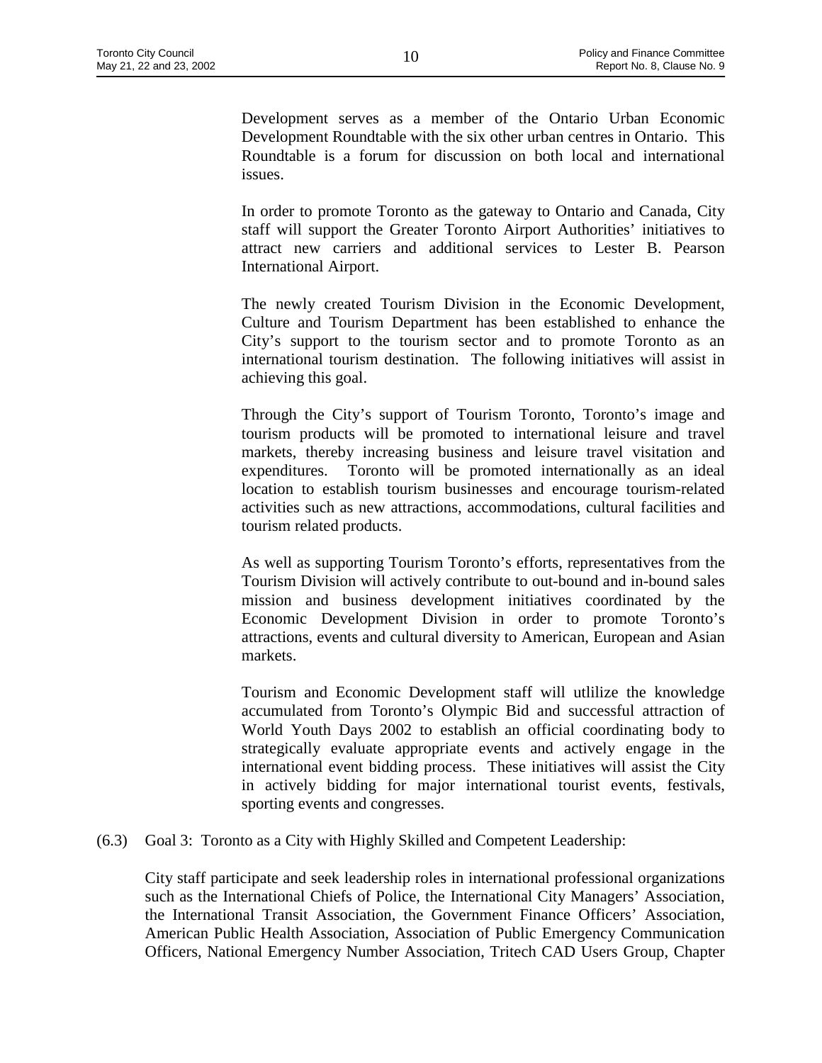Development serves as a member of the Ontario Urban Economic Development Roundtable with the six other urban centres in Ontario. This Roundtable is a forum for discussion on both local and international issues.

In order to promote Toronto as the gateway to Ontario and Canada, City staff will support the Greater Toronto Airport Authorities' initiatives to attract new carriers and additional services to Lester B. Pearson International Airport.

The newly created Tourism Division in the Economic Development, Culture and Tourism Department has been established to enhance the City's support to the tourism sector and to promote Toronto as an international tourism destination. The following initiatives will assist in achieving this goal.

Through the City's support of Tourism Toronto, Toronto's image and tourism products will be promoted to international leisure and travel markets, thereby increasing business and leisure travel visitation and expenditures. Toronto will be promoted internationally as an ideal location to establish tourism businesses and encourage tourism-related activities such as new attractions, accommodations, cultural facilities and tourism related products.

As well as supporting Tourism Toronto's efforts, representatives from the Tourism Division will actively contribute to out-bound and in-bound sales mission and business development initiatives coordinated by the Economic Development Division in order to promote Toronto's attractions, events and cultural diversity to American, European and Asian markets.

Tourism and Economic Development staff will utlilize the knowledge accumulated from Toronto's Olympic Bid and successful attraction of World Youth Days 2002 to establish an official coordinating body to strategically evaluate appropriate events and actively engage in the international event bidding process. These initiatives will assist the City in actively bidding for major international tourist events, festivals, sporting events and congresses.

(6.3) Goal 3: Toronto as a City with Highly Skilled and Competent Leadership:

City staff participate and seek leadership roles in international professional organizations such as the International Chiefs of Police, the International City Managers' Association, the International Transit Association, the Government Finance Officers' Association, American Public Health Association, Association of Public Emergency Communication Officers, National Emergency Number Association, Tritech CAD Users Group, Chapter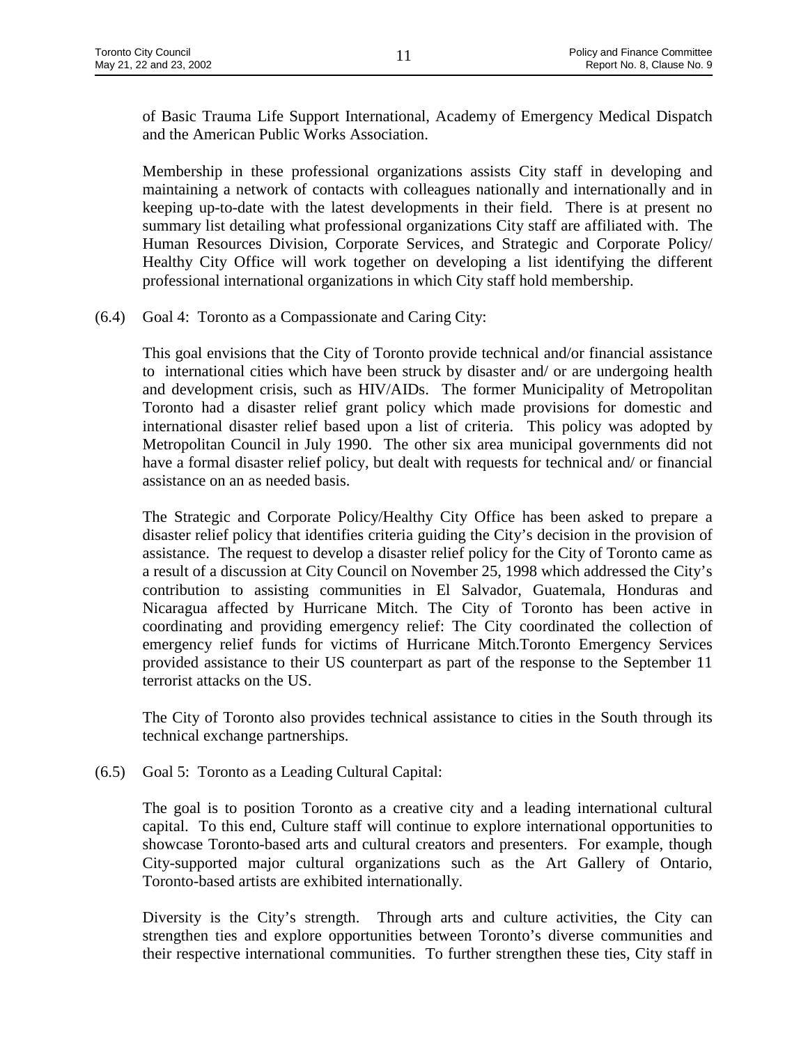of Basic Trauma Life Support International, Academy of Emergency Medical Dispatch and the American Public Works Association.

Membership in these professional organizations assists City staff in developing and maintaining a network of contacts with colleagues nationally and internationally and in keeping up-to-date with the latest developments in their field. There is at present no summary list detailing what professional organizations City staff are affiliated with. The Human Resources Division, Corporate Services, and Strategic and Corporate Policy/ Healthy City Office will work together on developing a list identifying the different professional international organizations in which City staff hold membership.

(6.4) Goal 4: Toronto as a Compassionate and Caring City:

This goal envisions that the City of Toronto provide technical and/or financial assistance to international cities which have been struck by disaster and/ or are undergoing health and development crisis, such as HIV/AIDs. The former Municipality of Metropolitan Toronto had a disaster relief grant policy which made provisions for domestic and international disaster relief based upon a list of criteria. This policy was adopted by Metropolitan Council in July 1990. The other six area municipal governments did not have a formal disaster relief policy, but dealt with requests for technical and/ or financial assistance on an as needed basis.

The Strategic and Corporate Policy/Healthy City Office has been asked to prepare a disaster relief policy that identifies criteria guiding the City's decision in the provision of assistance. The request to develop a disaster relief policy for the City of Toronto came as a result of a discussion at City Council on November 25, 1998 which addressed the City's contribution to assisting communities in El Salvador, Guatemala, Honduras and Nicaragua affected by Hurricane Mitch. The City of Toronto has been active in coordinating and providing emergency relief: The City coordinated the collection of emergency relief funds for victims of Hurricane Mitch.Toronto Emergency Services provided assistance to their US counterpart as part of the response to the September 11 terrorist attacks on the US.

The City of Toronto also provides technical assistance to cities in the South through its technical exchange partnerships.

(6.5) Goal 5: Toronto as a Leading Cultural Capital:

The goal is to position Toronto as a creative city and a leading international cultural capital. To this end, Culture staff will continue to explore international opportunities to showcase Toronto-based arts and cultural creators and presenters. For example, though City-supported major cultural organizations such as the Art Gallery of Ontario, Toronto-based artists are exhibited internationally.

Diversity is the City's strength. Through arts and culture activities, the City can strengthen ties and explore opportunities between Toronto's diverse communities and their respective international communities. To further strengthen these ties, City staff in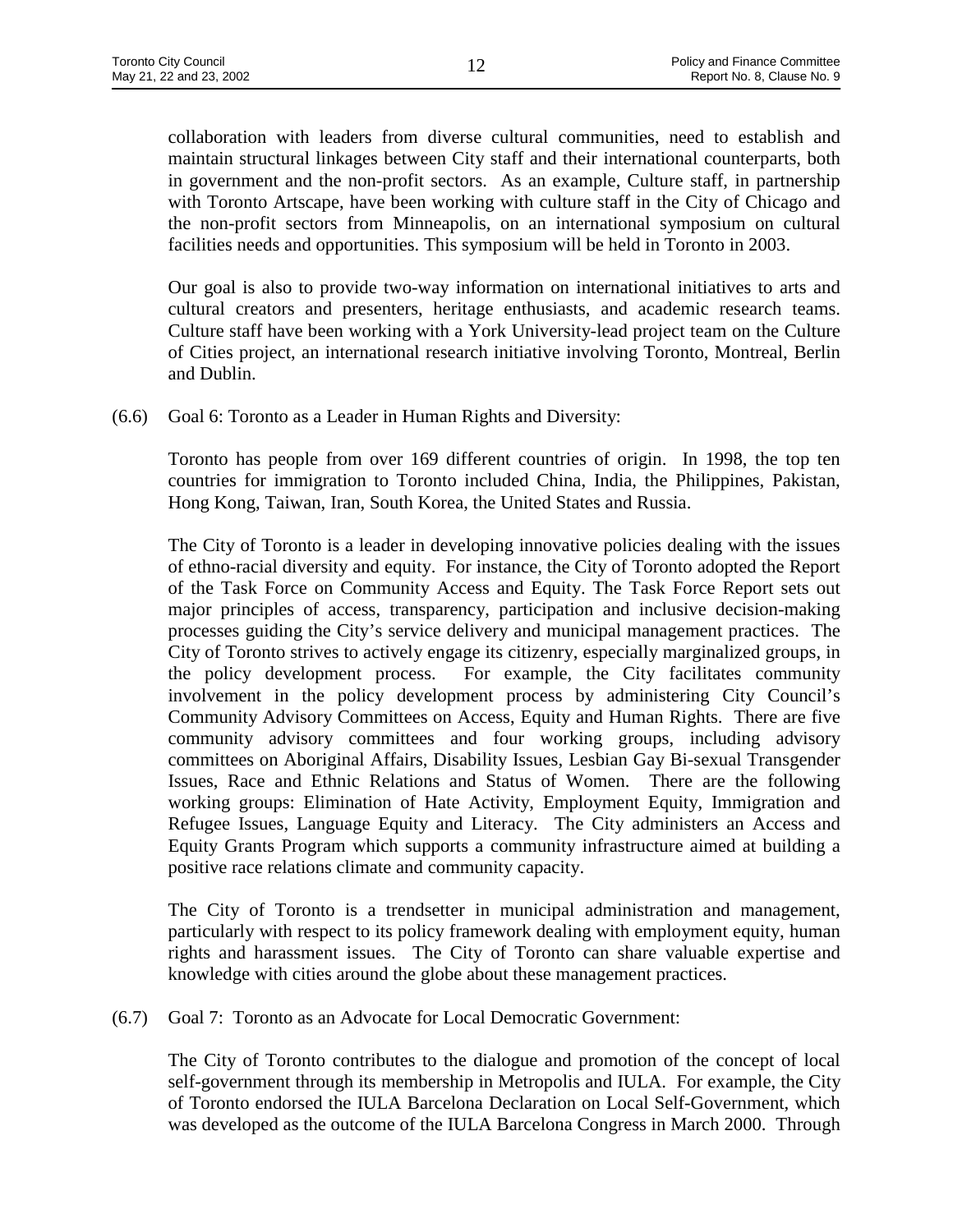collaboration with leaders from diverse cultural communities, need to establish and maintain structural linkages between City staff and their international counterparts, both in government and the non-profit sectors. As an example, Culture staff, in partnership with Toronto Artscape, have been working with culture staff in the City of Chicago and the non-profit sectors from Minneapolis, on an international symposium on cultural facilities needs and opportunities. This symposium will be held in Toronto in 2003.

Our goal is also to provide two-way information on international initiatives to arts and cultural creators and presenters, heritage enthusiasts, and academic research teams. Culture staff have been working with a York University-lead project team on the Culture of Cities project, an international research initiative involving Toronto, Montreal, Berlin and Dublin.

(6.6) Goal 6: Toronto as a Leader in Human Rights and Diversity:

Toronto has people from over 169 different countries of origin. In 1998, the top ten countries for immigration to Toronto included China, India, the Philippines, Pakistan, Hong Kong, Taiwan, Iran, South Korea, the United States and Russia.

The City of Toronto is a leader in developing innovative policies dealing with the issues of ethno-racial diversity and equity. For instance, the City of Toronto adopted the Report of the Task Force on Community Access and Equity. The Task Force Report sets out major principles of access, transparency, participation and inclusive decision-making processes guiding the City's service delivery and municipal management practices. The City of Toronto strives to actively engage its citizenry, especially marginalized groups, in the policy development process. For example, the City facilitates community involvement in the policy development process by administering City Council's Community Advisory Committees on Access, Equity and Human Rights. There are five community advisory committees and four working groups, including advisory committees on Aboriginal Affairs, Disability Issues, Lesbian Gay Bi-sexual Transgender Issues, Race and Ethnic Relations and Status of Women. There are the following working groups: Elimination of Hate Activity, Employment Equity, Immigration and Refugee Issues, Language Equity and Literacy. The City administers an Access and Equity Grants Program which supports a community infrastructure aimed at building a positive race relations climate and community capacity.

The City of Toronto is a trendsetter in municipal administration and management, particularly with respect to its policy framework dealing with employment equity, human rights and harassment issues. The City of Toronto can share valuable expertise and knowledge with cities around the globe about these management practices.

(6.7) Goal 7: Toronto as an Advocate for Local Democratic Government:

The City of Toronto contributes to the dialogue and promotion of the concept of local self-government through its membership in Metropolis and IULA. For example, the City of Toronto endorsed the IULA Barcelona Declaration on Local Self-Government, which was developed as the outcome of the IULA Barcelona Congress in March 2000. Through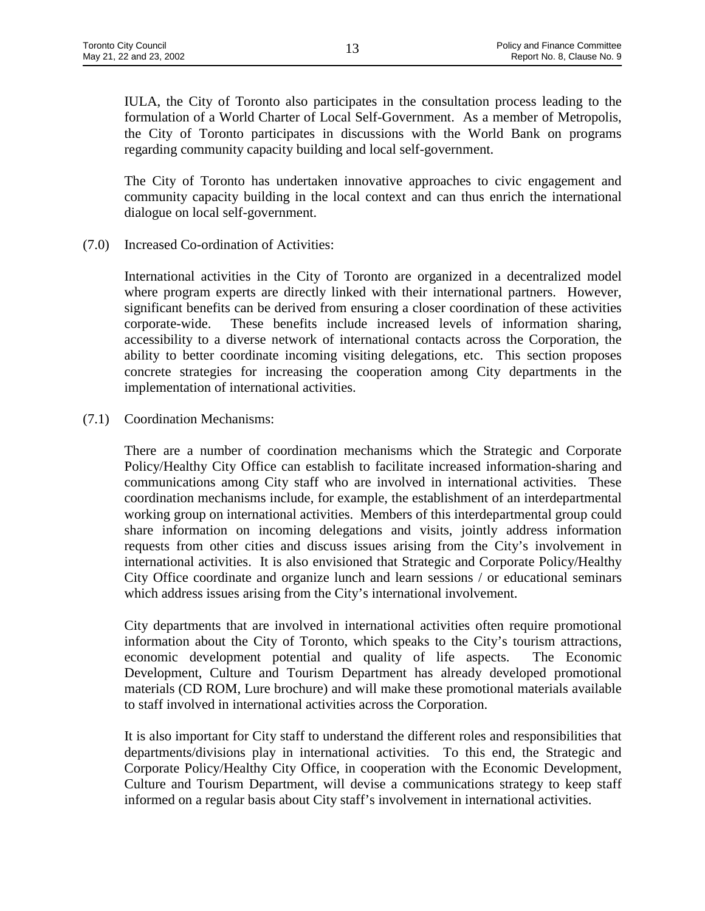IULA, the City of Toronto also participates in the consultation process leading to the formulation of a World Charter of Local Self-Government. As a member of Metropolis, the City of Toronto participates in discussions with the World Bank on programs regarding community capacity building and local self-government.

The City of Toronto has undertaken innovative approaches to civic engagement and community capacity building in the local context and can thus enrich the international dialogue on local self-government.

(7.0) Increased Co-ordination of Activities:

International activities in the City of Toronto are organized in a decentralized model where program experts are directly linked with their international partners. However, significant benefits can be derived from ensuring a closer coordination of these activities corporate-wide. These benefits include increased levels of information sharing, accessibility to a diverse network of international contacts across the Corporation, the ability to better coordinate incoming visiting delegations, etc. This section proposes concrete strategies for increasing the cooperation among City departments in the implementation of international activities.

(7.1) Coordination Mechanisms:

There are a number of coordination mechanisms which the Strategic and Corporate Policy/Healthy City Office can establish to facilitate increased information-sharing and communications among City staff who are involved in international activities. These coordination mechanisms include, for example, the establishment of an interdepartmental working group on international activities. Members of this interdepartmental group could share information on incoming delegations and visits, jointly address information requests from other cities and discuss issues arising from the City's involvement in international activities. It is also envisioned that Strategic and Corporate Policy/Healthy City Office coordinate and organize lunch and learn sessions / or educational seminars which address issues arising from the City's international involvement.

City departments that are involved in international activities often require promotional information about the City of Toronto, which speaks to the City's tourism attractions, economic development potential and quality of life aspects. The Economic Development, Culture and Tourism Department has already developed promotional materials (CD ROM, Lure brochure) and will make these promotional materials available to staff involved in international activities across the Corporation.

It is also important for City staff to understand the different roles and responsibilities that departments/divisions play in international activities. To this end, the Strategic and Corporate Policy/Healthy City Office, in cooperation with the Economic Development, Culture and Tourism Department, will devise a communications strategy to keep staff informed on a regular basis about City staff's involvement in international activities.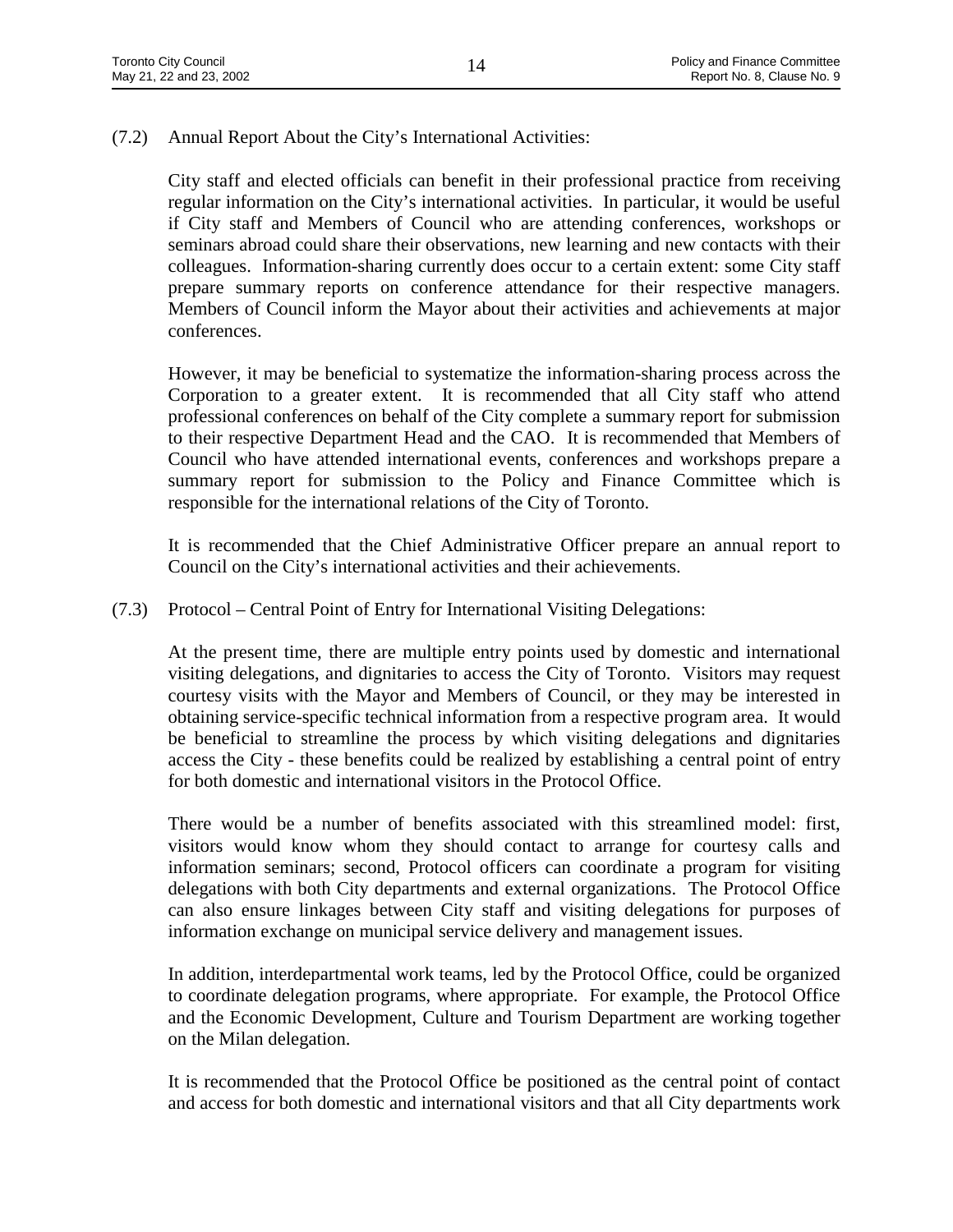(7.2) Annual Report About the City's International Activities:

City staff and elected officials can benefit in their professional practice from receiving regular information on the City's international activities. In particular, it would be useful if City staff and Members of Council who are attending conferences, workshops or seminars abroad could share their observations, new learning and new contacts with their colleagues. Information-sharing currently does occur to a certain extent: some City staff prepare summary reports on conference attendance for their respective managers. Members of Council inform the Mayor about their activities and achievements at major conferences.

However, it may be beneficial to systematize the information-sharing process across the Corporation to a greater extent. It is recommended that all City staff who attend professional conferences on behalf of the City complete a summary report for submission to their respective Department Head and the CAO. It is recommended that Members of Council who have attended international events, conferences and workshops prepare a summary report for submission to the Policy and Finance Committee which is responsible for the international relations of the City of Toronto.

It is recommended that the Chief Administrative Officer prepare an annual report to Council on the City's international activities and their achievements.

(7.3) Protocol – Central Point of Entry for International Visiting Delegations:

At the present time, there are multiple entry points used by domestic and international visiting delegations, and dignitaries to access the City of Toronto. Visitors may request courtesy visits with the Mayor and Members of Council, or they may be interested in obtaining service-specific technical information from a respective program area. It would be beneficial to streamline the process by which visiting delegations and dignitaries access the City - these benefits could be realized by establishing a central point of entry for both domestic and international visitors in the Protocol Office.

There would be a number of benefits associated with this streamlined model: first, visitors would know whom they should contact to arrange for courtesy calls and information seminars; second, Protocol officers can coordinate a program for visiting delegations with both City departments and external organizations. The Protocol Office can also ensure linkages between City staff and visiting delegations for purposes of information exchange on municipal service delivery and management issues.

In addition, interdepartmental work teams, led by the Protocol Office, could be organized to coordinate delegation programs, where appropriate. For example, the Protocol Office and the Economic Development, Culture and Tourism Department are working together on the Milan delegation.

It is recommended that the Protocol Office be positioned as the central point of contact and access for both domestic and international visitors and that all City departments work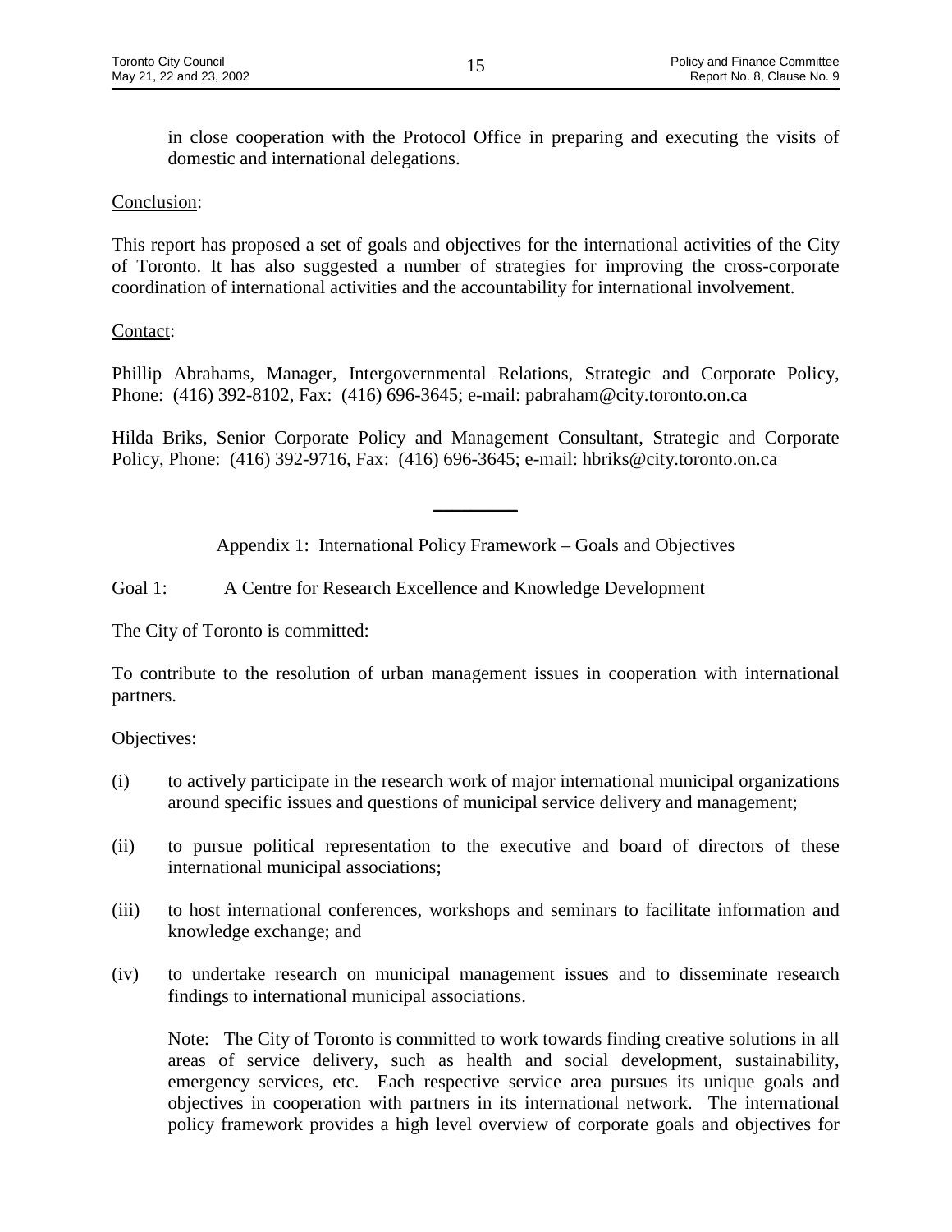in close cooperation with the Protocol Office in preparing and executing the visits of domestic and international delegations.

Conclusion:

This report has proposed a set of goals and objectives for the international activities of the City of Toronto. It has also suggested a number of strategies for improving the cross-corporate coordination of international activities and the accountability for international involvement.

Contact:

Phillip Abrahams, Manager, Intergovernmental Relations, Strategic and Corporate Policy, Phone: (416) 392-8102, Fax: (416) 696-3645; e-mail: pabraham@city.toronto.on.ca

Hilda Briks, Senior Corporate Policy and Management Consultant, Strategic and Corporate Policy, Phone: (416) 392-9716, Fax: (416) 696-3645; e-mail: hbriks@city.toronto.on.ca

---

Appendix 1: International Policy Framework – Goals and Objectives

Goal 1: A Centre for Research Excellence and Knowledge Development

The City of Toronto is committed:

To contribute to the resolution of urban management issues in cooperation with international partners.

Objectives:

(i) to actively participate in the research work of major international municipal organizations around specific issues and questions of municipal service delivery and management;

(ii) to pursue political representation to the executive and board of directors of these international municipal associations;

(iii) to host international conferences, workshops and seminars to facilitate information and knowledge exchange; and

(iv) to undertake research on municipal management issues and to disseminate research findings to international municipal associations.

Note: The City of Toronto is committed to work towards finding creative solutions in all areas of service delivery, such as health and social development, sustainability, emergency services, etc. Each respective service area pursues its unique goals and objectives in cooperation with partners in its international network. The international policy framework provides a high level overview of corporate goals and objectives for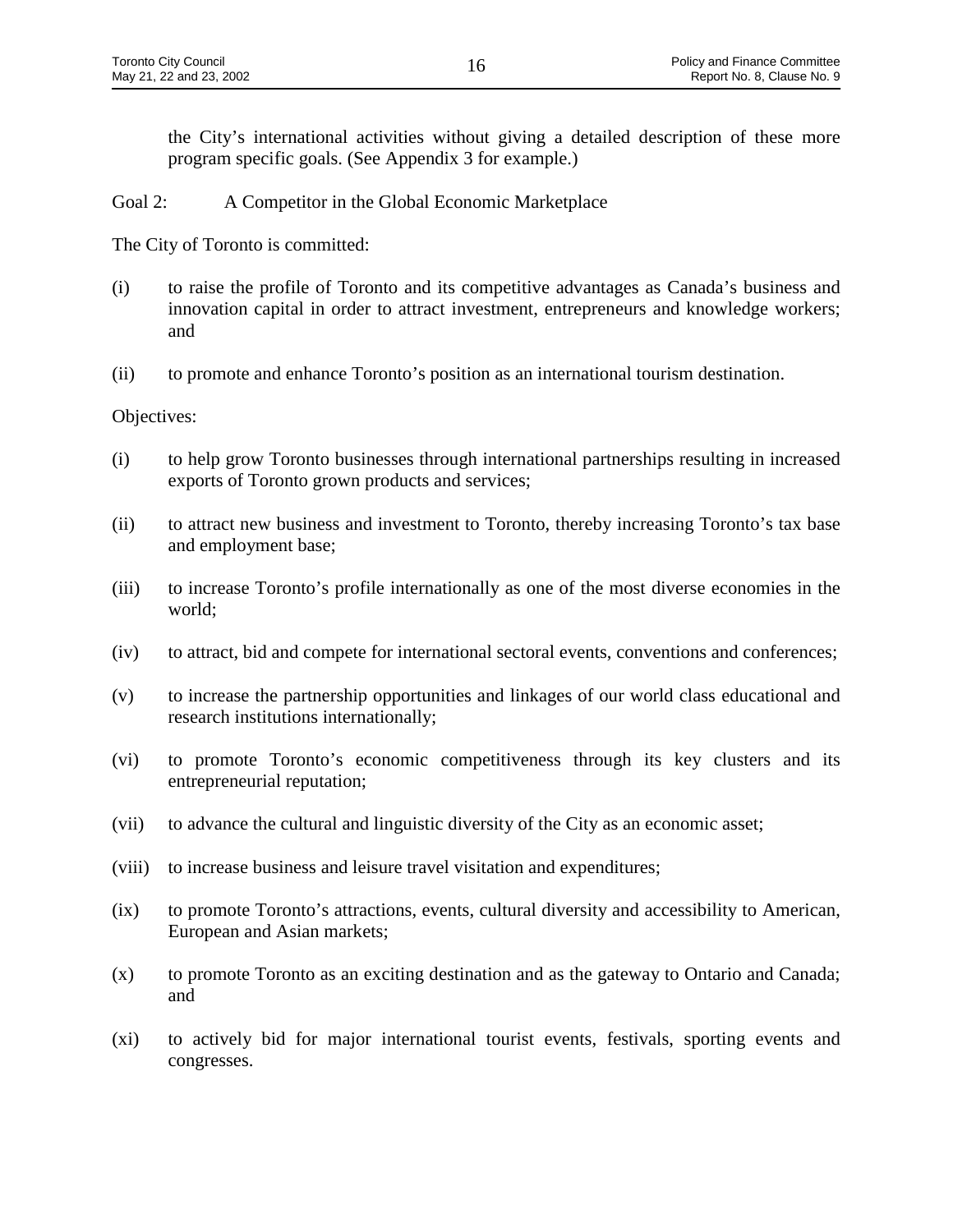the City's international activities without giving a detailed description of these more program specific goals. (See Appendix 3 for example.)

Goal 2: A Competitor in the Global Economic Marketplace

The City of Toronto is committed:

(i) to raise the profile of Toronto and its competitive advantages as Canada's business and innovation capital in order to attract investment, entrepreneurs and knowledge workers; and

(ii) to promote and enhance Toronto's position as an international tourism destination.

Objectives:

(i) to help grow Toronto businesses through international partnerships resulting in increased exports of Toronto grown products and services;

(ii) to attract new business and investment to Toronto, thereby increasing Toronto's tax base and employment base;

(iii) to increase Toronto's profile internationally as one of the most diverse economies in the world;

(iv) to attract, bid and compete for international sectoral events, conventions and conferences;

(v) to increase the partnership opportunities and linkages of our world class educational and research institutions internationally;

(vi) to promote Toronto's economic competitiveness through its key clusters and its entrepreneurial reputation;

(vii) to advance the cultural and linguistic diversity of the City as an economic asset;

(viii) to increase business and leisure travel visitation and expenditures;

(ix) to promote Toronto's attractions, events, cultural diversity and accessibility to American, European and Asian markets;

(x) to promote Toronto as an exciting destination and as the gateway to Ontario and Canada; and

(xi) to actively bid for major international tourist events, festivals, sporting events and congresses.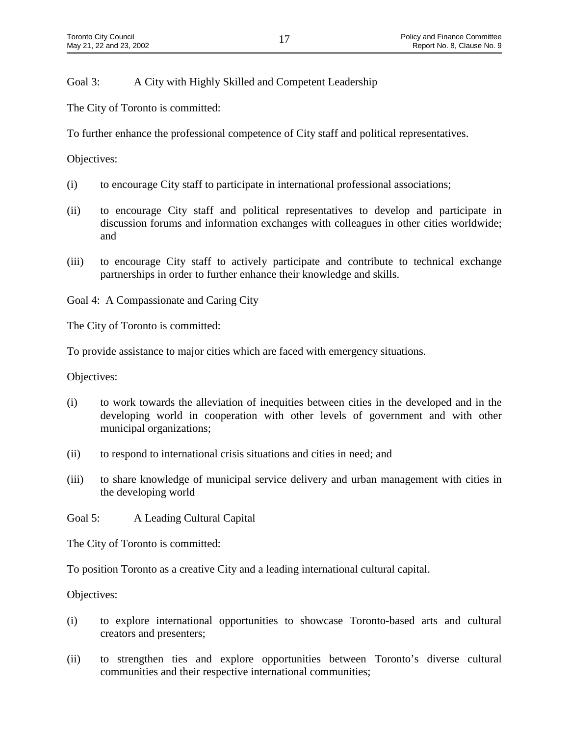Goal 3: A City with Highly Skilled and Competent Leadership

The City of Toronto is committed:

To further enhance the professional competence of City staff and political representatives.

Objectives:

(i) to encourage City staff to participate in international professional associations;

(ii) to encourage City staff and political representatives to develop and participate in discussion forums and information exchanges with colleagues in other cities worldwide; and

(iii) to encourage City staff to actively participate and contribute to technical exchange partnerships in order to further enhance their knowledge and skills.

Goal 4: A Compassionate and Caring City

The City of Toronto is committed:

To provide assistance to major cities which are faced with emergency situations.

Objectives:

(i) to work towards the alleviation of inequities between cities in the developed and in the developing world in cooperation with other levels of government and with other municipal organizations;

(ii) to respond to international crisis situations and cities in need; and

(iii) to share knowledge of municipal service delivery and urban management with cities in the developing world

Goal 5: A Leading Cultural Capital

The City of Toronto is committed:

To position Toronto as a creative City and a leading international cultural capital.

Objectives:

(i) to explore international opportunities to showcase Toronto-based arts and cultural creators and presenters;

(ii) to strengthen ties and explore opportunities between Toronto's diverse cultural communities and their respective international communities;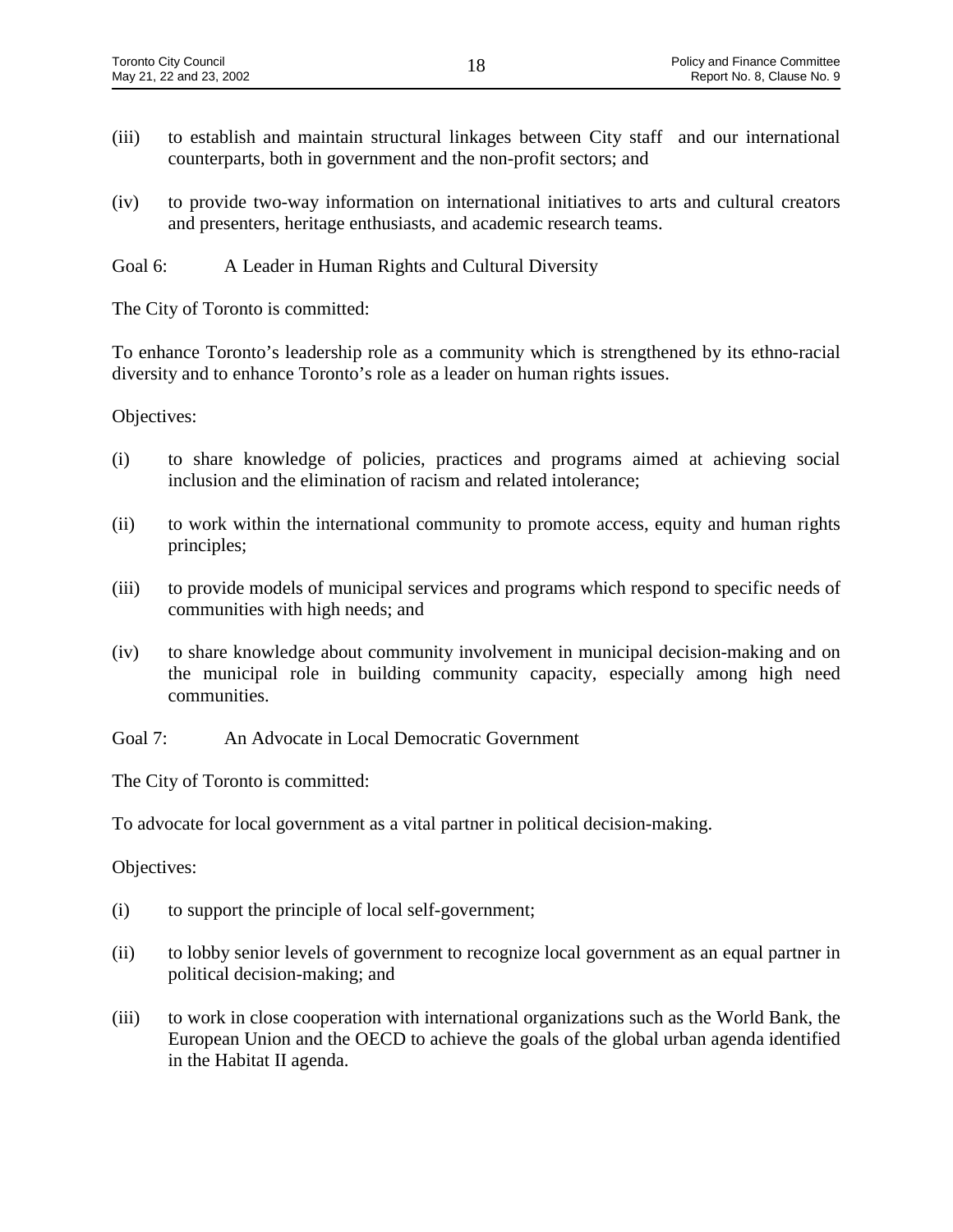(iii) to establish and maintain structural linkages between City staff and our international counterparts, both in government and the non-profit sectors; and

(iv) to provide two-way information on international initiatives to arts and cultural creators and presenters, heritage enthusiasts, and academic research teams.

Goal 6: A Leader in Human Rights and Cultural Diversity

The City of Toronto is committed:

To enhance Toronto's leadership role as a community which is strengthened by its ethno-racial diversity and to enhance Toronto's role as a leader on human rights issues.

Objectives:

(i) to share knowledge of policies, practices and programs aimed at achieving social inclusion and the elimination of racism and related intolerance;

(ii) to work within the international community to promote access, equity and human rights principles;

(iii) to provide models of municipal services and programs which respond to specific needs of communities with high needs; and

(iv) to share knowledge about community involvement in municipal decision-making and on the municipal role in building community capacity, especially among high need communities.

Goal 7: An Advocate in Local Democratic Government

The City of Toronto is committed:

To advocate for local government as a vital partner in political decision-making.

Objectives:

(i) to support the principle of local self-government;

(ii) to lobby senior levels of government to recognize local government as an equal partner in political decision-making; and

(iii) to work in close cooperation with international organizations such as the World Bank, the European Union and the OECD to achieve the goals of the global urban agenda identified in the Habitat II agenda.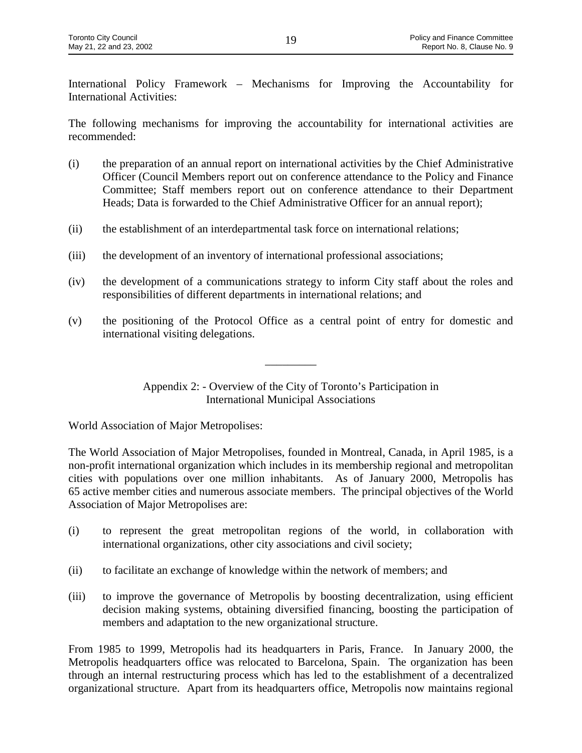International Policy Framework – Mechanisms for Improving the Accountability for International Activities:

The following mechanisms for improving the accountability for international activities are recommended:

(i) the preparation of an annual report on international activities by the Chief Administrative Officer (Council Members report out on conference attendance to the Policy and Finance Committee; Staff members report out on conference attendance to their Department Heads; Data is forwarded to the Chief Administrative Officer for an annual report);

(ii) the establishment of an interdepartmental task force on international relations;

(iii) the development of an inventory of international professional associations;

(iv) the development of a communications strategy to inform City staff about the roles and responsibilities of different departments in international relations; and

(v) the positioning of the Protocol Office as a central point of entry for domestic and international visiting delegations.

---

## Appendix 2: - Overview of the City of Toronto's Participation in International Municipal Associations

World Association of Major Metropolises:

The World Association of Major Metropolises, founded in Montreal, Canada, in April 1985, is a non-profit international organization which includes in its membership regional and metropolitan cities with populations over one million inhabitants. As of January 2000, Metropolis has 65 active member cities and numerous associate members. The principal objectives of the World Association of Major Metropolises are:

(i) to represent the great metropolitan regions of the world, in collaboration with international organizations, other city associations and civil society;

(ii) to facilitate an exchange of knowledge within the network of members; and

(iii) to improve the governance of Metropolis by boosting decentralization, using efficient decision making systems, obtaining diversified financing, boosting the participation of members and adaptation to the new organizational structure.

From 1985 to 1999, Metropolis had its headquarters in Paris, France. In January 2000, the Metropolis headquarters office was relocated to Barcelona, Spain. The organization has been through an internal restructuring process which has led to the establishment of a decentralized organizational structure. Apart from its headquarters office, Metropolis now maintains regional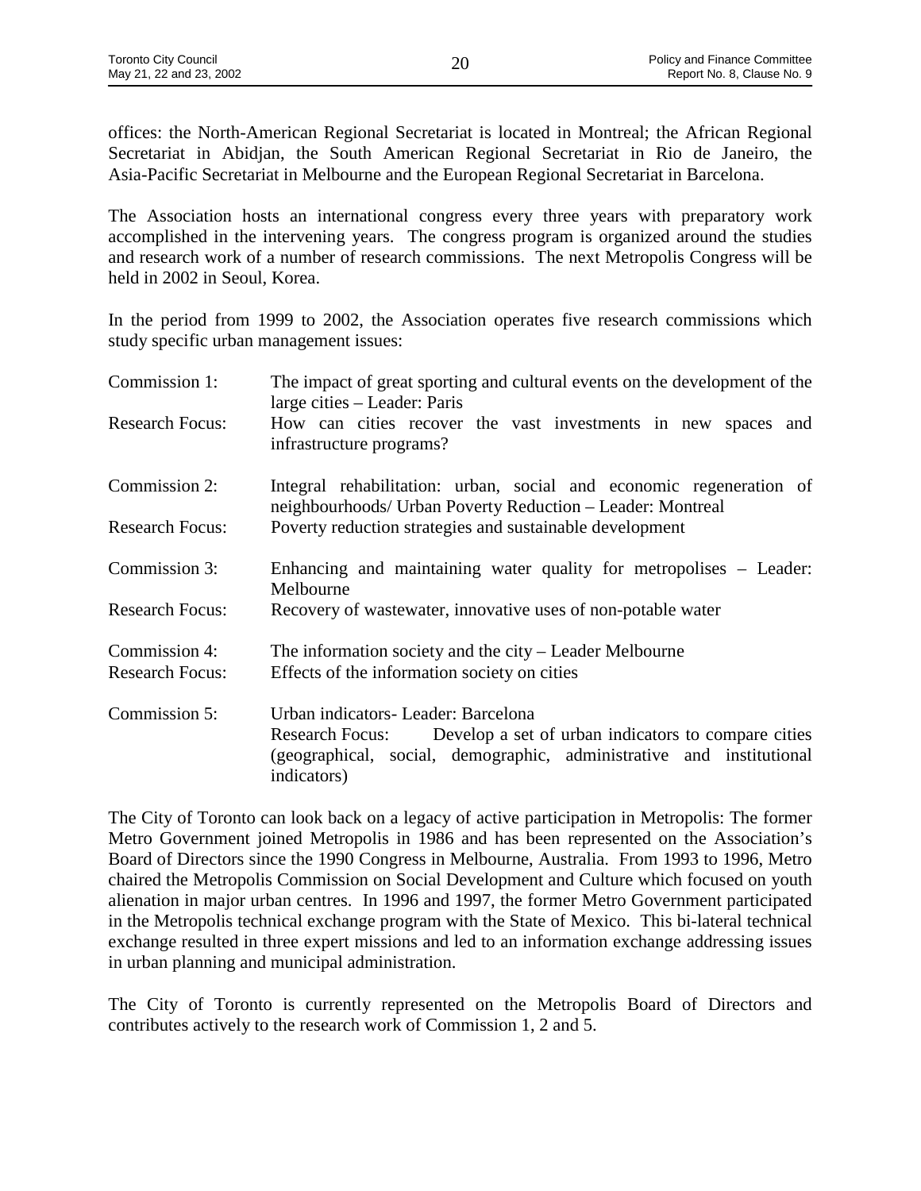offices: the North-American Regional Secretariat is located in Montreal; the African Regional Secretariat in Abidjan, the South American Regional Secretariat in Rio de Janeiro, the Asia-Pacific Secretariat in Melbourne and the European Regional Secretariat in Barcelona.

The Association hosts an international congress every three years with preparatory work accomplished in the intervening years. The congress program is organized around the studies and research work of a number of research commissions. The next Metropolis Congress will be held in 2002 in Seoul, Korea.

In the period from 1999 to 2002, the Association operates five research commissions which study specific urban management issues:

| | |
|---|---|
| Commission 1: | The impact of great sporting and cultural events on the development of the large cities – Leader: Paris |
| Research Focus: | How can cities recover the vast investments in new spaces and infrastructure programs? |
| Commission 2: | Integral rehabilitation: urban, social and economic regeneration of neighbourhoods/ Urban Poverty Reduction – Leader: Montreal |
| Research Focus: | Poverty reduction strategies and sustainable development |
| Commission 3: | Enhancing and maintaining water quality for metropolises – Leader: Melbourne |
| Research Focus: | Recovery of wastewater, innovative uses of non-potable water |
| Commission 4: | The information society and the city – Leader Melbourne |
| Research Focus: | Effects of the information society on cities |
| Commission 5: | Urban indicators- Leader: Barcelona<br>Research Focus: Develop a set of urban indicators to compare cities (geographical, social, demographic, administrative and institutional indicators) |

The City of Toronto can look back on a legacy of active participation in Metropolis: The former Metro Government joined Metropolis in 1986 and has been represented on the Association's Board of Directors since the 1990 Congress in Melbourne, Australia. From 1993 to 1996, Metro chaired the Metropolis Commission on Social Development and Culture which focused on youth alienation in major urban centres. In 1996 and 1997, the former Metro Government participated in the Metropolis technical exchange program with the State of Mexico. This bi-lateral technical exchange resulted in three expert missions and led to an information exchange addressing issues in urban planning and municipal administration.

The City of Toronto is currently represented on the Metropolis Board of Directors and contributes actively to the research work of Commission 1, 2 and 5.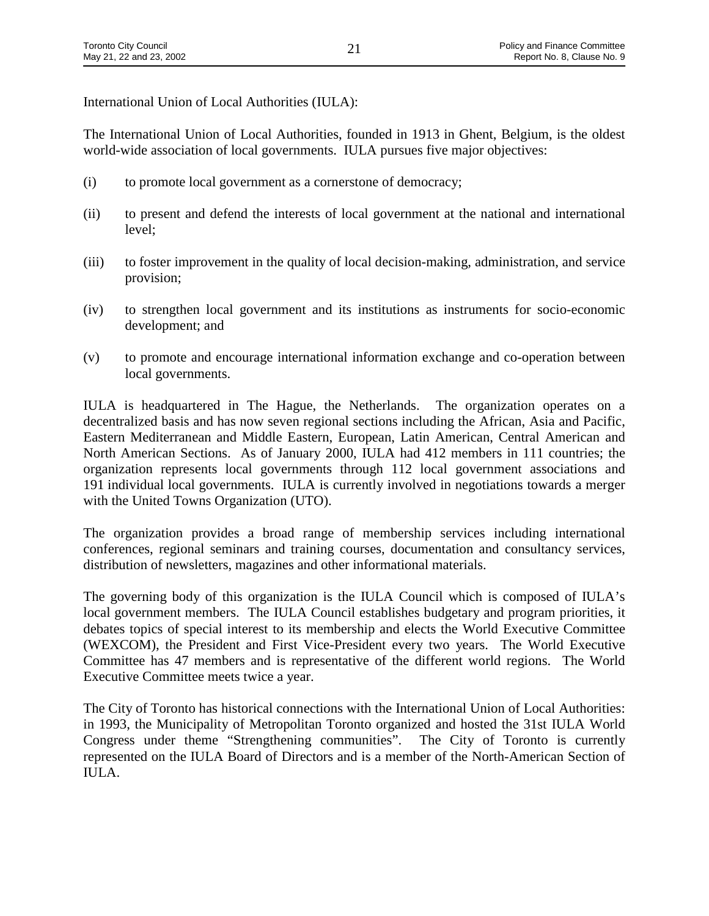International Union of Local Authorities (IULA):

The International Union of Local Authorities, founded in 1913 in Ghent, Belgium, is the oldest world-wide association of local governments. IULA pursues five major objectives:

(i) to promote local government as a cornerstone of democracy;

(ii) to present and defend the interests of local government at the national and international level;

(iii) to foster improvement in the quality of local decision-making, administration, and service provision;

(iv) to strengthen local government and its institutions as instruments for socio-economic development; and

(v) to promote and encourage international information exchange and co-operation between local governments.

IULA is headquartered in The Hague, the Netherlands. The organization operates on a decentralized basis and has now seven regional sections including the African, Asia and Pacific, Eastern Mediterranean and Middle Eastern, European, Latin American, Central American and North American Sections. As of January 2000, IULA had 412 members in 111 countries; the organization represents local governments through 112 local government associations and 191 individual local governments. IULA is currently involved in negotiations towards a merger with the United Towns Organization (UTO).

The organization provides a broad range of membership services including international conferences, regional seminars and training courses, documentation and consultancy services, distribution of newsletters, magazines and other informational materials.

The governing body of this organization is the IULA Council which is composed of IULA's local government members. The IULA Council establishes budgetary and program priorities, it debates topics of special interest to its membership and elects the World Executive Committee (WEXCOM), the President and First Vice-President every two years. The World Executive Committee has 47 members and is representative of the different world regions. The World Executive Committee meets twice a year.

The City of Toronto has historical connections with the International Union of Local Authorities: in 1993, the Municipality of Metropolitan Toronto organized and hosted the 31st IULA World Congress under theme "Strengthening communities". The City of Toronto is currently represented on the IULA Board of Directors and is a member of the North-American Section of IULA.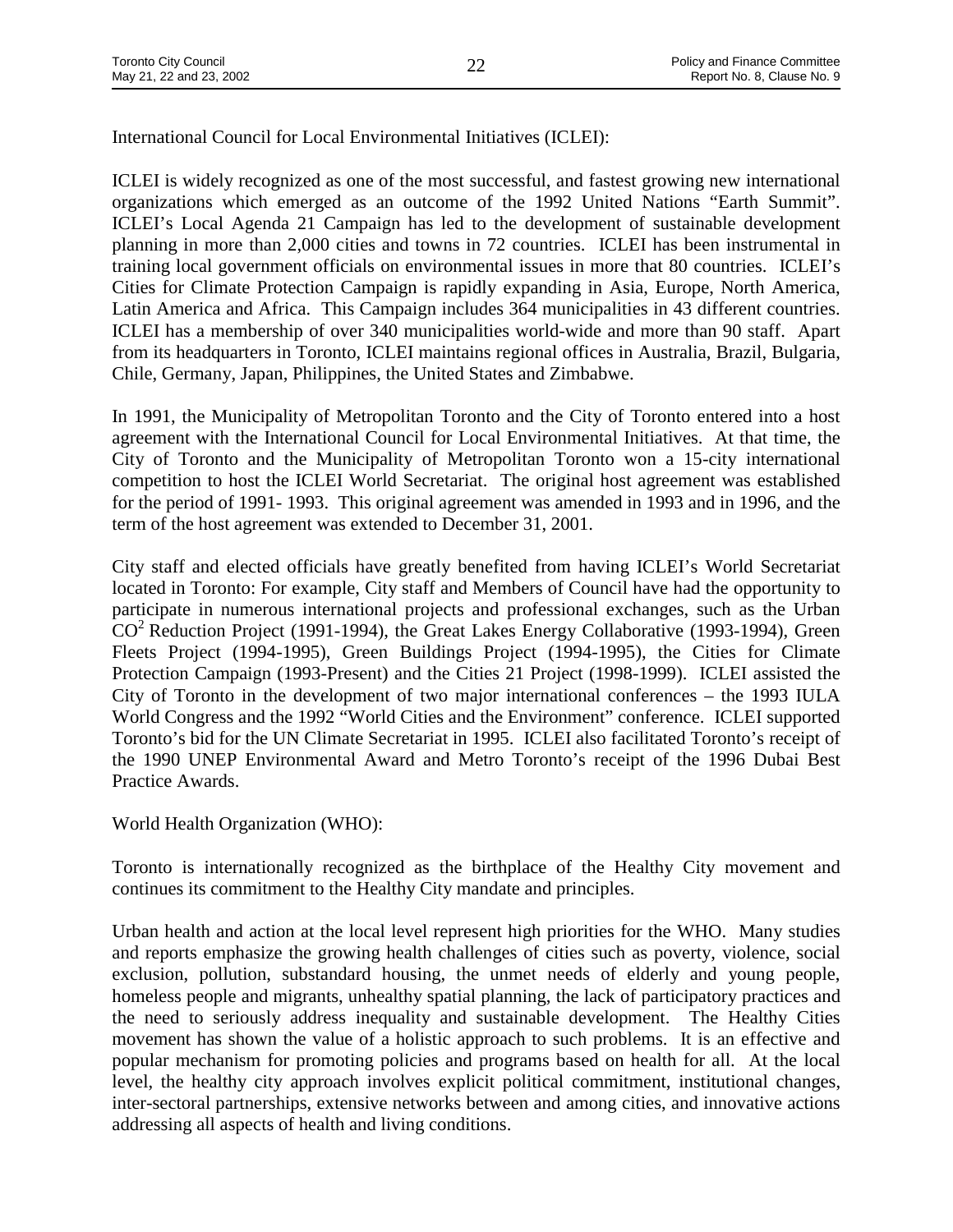International Council for Local Environmental Initiatives (ICLEI):

ICLEI is widely recognized as one of the most successful, and fastest growing new international organizations which emerged as an outcome of the 1992 United Nations "Earth Summit". ICLEI's Local Agenda 21 Campaign has led to the development of sustainable development planning in more than 2,000 cities and towns in 72 countries. ICLEI has been instrumental in training local government officials on environmental issues in more that 80 countries. ICLEI's Cities for Climate Protection Campaign is rapidly expanding in Asia, Europe, North America, Latin America and Africa. This Campaign includes 364 municipalities in 43 different countries. ICLEI has a membership of over 340 municipalities world-wide and more than 90 staff. Apart from its headquarters in Toronto, ICLEI maintains regional offices in Australia, Brazil, Bulgaria, Chile, Germany, Japan, Philippines, the United States and Zimbabwe.

In 1991, the Municipality of Metropolitan Toronto and the City of Toronto entered into a host agreement with the International Council for Local Environmental Initiatives. At that time, the City of Toronto and the Municipality of Metropolitan Toronto won a 15-city international competition to host the ICLEI World Secretariat. The original host agreement was established for the period of 1991- 1993. This original agreement was amended in 1993 and in 1996, and the term of the host agreement was extended to December 31, 2001.

City staff and elected officials have greatly benefited from having ICLEI's World Secretariat located in Toronto: For example, City staff and Members of Council have had the opportunity to participate in numerous international projects and professional exchanges, such as the Urban $CO^2$ Reduction Project (1991-1994), the Great Lakes Energy Collaborative (1993-1994), Green Fleets Project (1994-1995), Green Buildings Project (1994-1995), the Cities for Climate Protection Campaign (1993-Present) and the Cities 21 Project (1998-1999). ICLEI assisted the City of Toronto in the development of two major international conferences – the 1993 IULA World Congress and the 1992 "World Cities and the Environment" conference. ICLEI supported Toronto's bid for the UN Climate Secretariat in 1995. ICLEI also facilitated Toronto's receipt of the 1990 UNEP Environmental Award and Metro Toronto's receipt of the 1996 Dubai Best Practice Awards.

World Health Organization (WHO):

Toronto is internationally recognized as the birthplace of the Healthy City movement and continues its commitment to the Healthy City mandate and principles.

Urban health and action at the local level represent high priorities for the WHO. Many studies and reports emphasize the growing health challenges of cities such as poverty, violence, social exclusion, pollution, substandard housing, the unmet needs of elderly and young people, homeless people and migrants, unhealthy spatial planning, the lack of participatory practices and the need to seriously address inequality and sustainable development. The Healthy Cities movement has shown the value of a holistic approach to such problems. It is an effective and popular mechanism for promoting policies and programs based on health for all. At the local level, the healthy city approach involves explicit political commitment, institutional changes, inter-sectoral partnerships, extensive networks between and among cities, and innovative actions addressing all aspects of health and living conditions.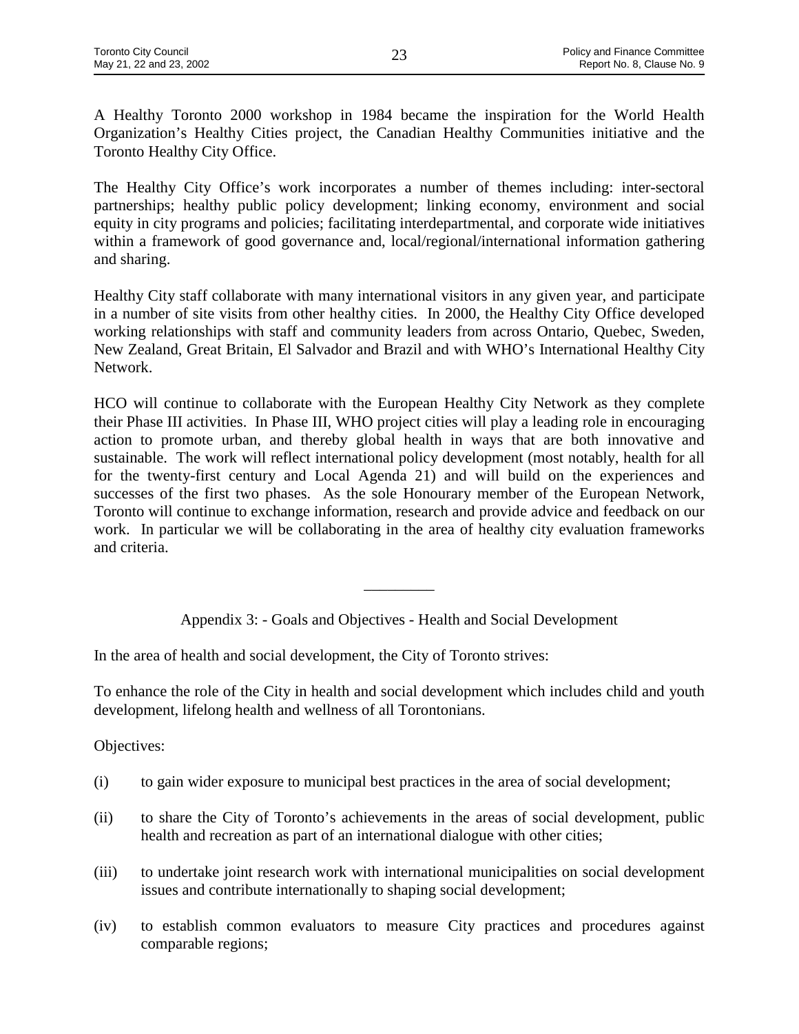A Healthy Toronto 2000 workshop in 1984 became the inspiration for the World Health Organization's Healthy Cities project, the Canadian Healthy Communities initiative and the Toronto Healthy City Office.

The Healthy City Office's work incorporates a number of themes including: inter-sectoral partnerships; healthy public policy development; linking economy, environment and social equity in city programs and policies; facilitating interdepartmental, and corporate wide initiatives within a framework of good governance and, local/regional/international information gathering and sharing.

Healthy City staff collaborate with many international visitors in any given year, and participate in a number of site visits from other healthy cities. In 2000, the Healthy City Office developed working relationships with staff and community leaders from across Ontario, Quebec, Sweden, New Zealand, Great Britain, El Salvador and Brazil and with WHO's International Healthy City Network.

HCO will continue to collaborate with the European Healthy City Network as they complete their Phase III activities. In Phase III, WHO project cities will play a leading role in encouraging action to promote urban, and thereby global health in ways that are both innovative and sustainable. The work will reflect international policy development (most notably, health for all for the twenty-first century and Local Agenda 21) and will build on the experiences and successes of the first two phases. As the sole Honourary member of the European Network, Toronto will continue to exchange information, research and provide advice and feedback on our work. In particular we will be collaborating in the area of healthy city evaluation frameworks and criteria.

---

Appendix 3: - Goals and Objectives - Health and Social Development

In the area of health and social development, the City of Toronto strives:

To enhance the role of the City in health and social development which includes child and youth development, lifelong health and wellness of all Torontonians.

Objectives:

(i) to gain wider exposure to municipal best practices in the area of social development;

(ii) to share the City of Toronto's achievements in the areas of social development, public health and recreation as part of an international dialogue with other cities;

(iii) to undertake joint research work with international municipalities on social development issues and contribute internationally to shaping social development;

(iv) to establish common evaluators to measure City practices and procedures against comparable regions;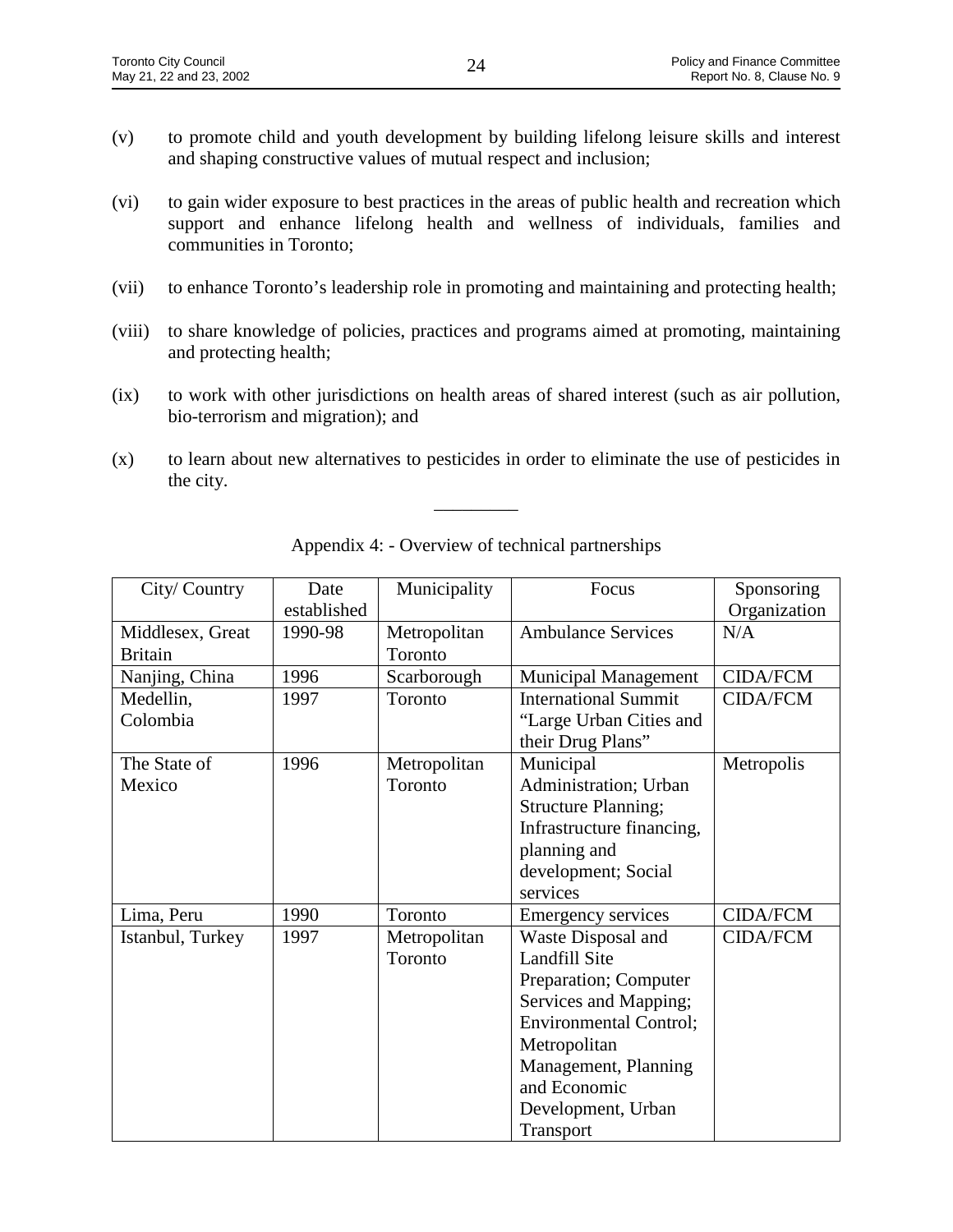(v) to promote child and youth development by building lifelong leisure skills and interest and shaping constructive values of mutual respect and inclusion;

(vi) to gain wider exposure to best practices in the areas of public health and recreation which support and enhance lifelong health and wellness of individuals, families and communities in Toronto;

(vii) to enhance Toronto's leadership role in promoting and maintaining and protecting health;

(viii) to share knowledge of policies, practices and programs aimed at promoting, maintaining and protecting health;

(ix) to work with other jurisdictions on health areas of shared interest (such as air pollution, bio-terrorism and migration); and

(x) to learn about new alternatives to pesticides in order to eliminate the use of pesticides in the city.

---

Appendix 4: - Overview of technical partnerships

| City/ Country | Date established | Municipality | Focus | Sponsoring Organization |
|---|---|---|---|---|
| Middlesex, Great Britain | 1990-98 | Metropolitan Toronto | Ambulance Services | N/A |
| Nanjing, China | 1996 | Scarborough | Municipal Management | CIDA/FCM |
| Medellin, Colombia | 1997 | Toronto | International Summit "Large Urban Cities and their Drug Plans" | CIDA/FCM |
| The State of Mexico | 1996 | Metropolitan Toronto | Municipal Administration; Urban Structure Planning; Infrastructure financing, planning and development; Social services | Metropolis |
| Lima, Peru | 1990 | Toronto | Emergency services | CIDA/FCM |
| Istanbul, Turkey | 1997 | Metropolitan Toronto | Waste Disposal and Landfill Site Preparation; Computer Services and Mapping; Environmental Control; Metropolitan Management, Planning and Economic Development, Urban Transport | CIDA/FCM |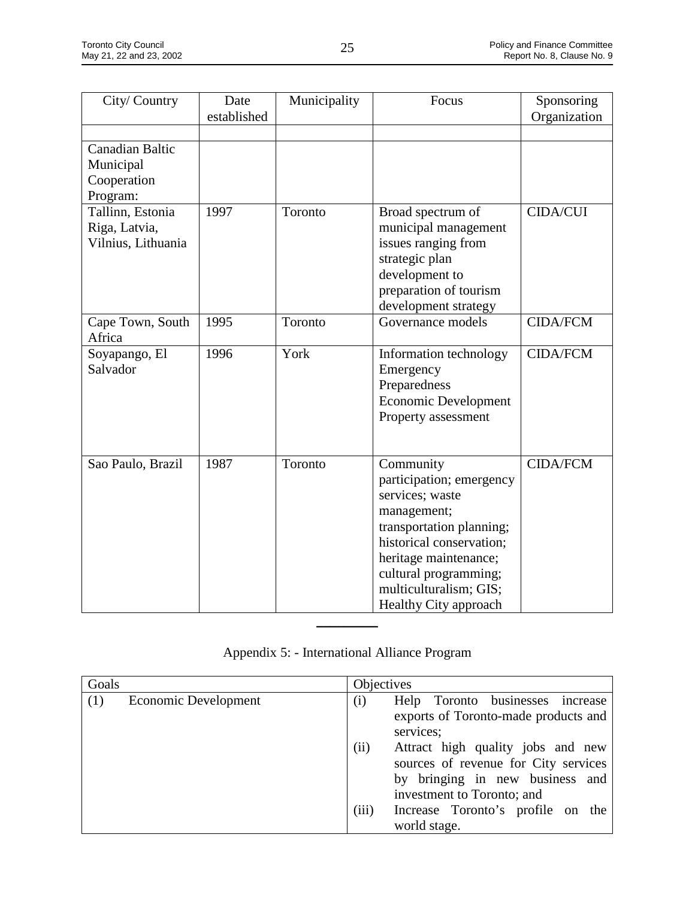| City/ Country | Date established | Municipality | Focus | Sponsoring Organization |
|---|---|---|---|---|
| | | | | |
| Canadian Baltic Municipal Cooperation Program: | | | | |
| Tallinn, Estonia Riga, Latvia, Vilnius, Lithuania | 1997 | Toronto | Broad spectrum of municipal management issues ranging from strategic plan development to preparation of tourism development strategy | CIDA/CUI |
| Cape Town, South Africa | 1995 | Toronto | Governance models | CIDA/FCM |
| Soyapango, El Salvador | 1996 | York | Information technology Emergency Preparedness Economic Development Property assessment | CIDA/FCM |
| Sao Paulo, Brazil | 1987 | Toronto | Community participation; emergency services; waste management; transportation planning; historical conservation; heritage maintenance; cultural programming; multiculturalism; GIS; Healthy City approach | CIDA/FCM |

---

Appendix 5: - International Alliance Program

| Goals | Objectives |
|---|---|
| (1) Economic Development | (i) Help Toronto businesses increase exports of Toronto-made products and services;<br>(ii) Attract high quality jobs and new sources of revenue for City services by bringing in new business and investment to Toronto; and<br>(iii) Increase Toronto's profile on the world stage. |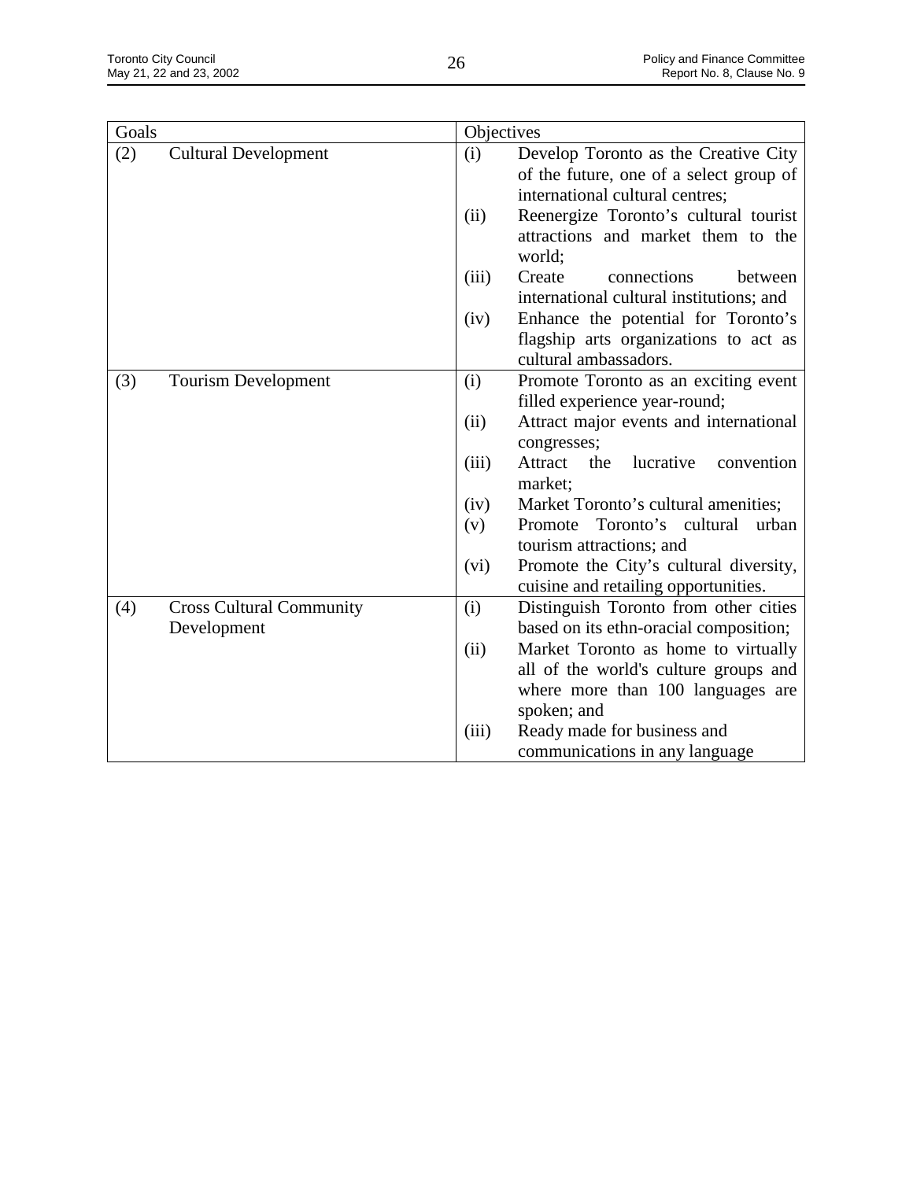| Goals | Objectives |
|---|---|
| (2) Cultural Development | (i) Develop Toronto as the Creative City of the future, one of a select group of international cultural centres;<br>(ii) Reenergize Toronto's cultural tourist attractions and market them to the world;<br>(iii) Create connections between international cultural institutions; and<br>(iv) Enhance the potential for Toronto's flagship arts organizations to act as cultural ambassadors. |
| (3) Tourism Development | (i) Promote Toronto as an exciting event filled experience year-round;<br>(ii) Attract major events and international congresses;<br>(iii) Attract the lucrative convention market;<br>(iv) Market Toronto's cultural amenities;<br>(v) Promote Toronto's cultural urban tourism attractions; and<br>(vi) Promote the City's cultural diversity, cuisine and retailing opportunities. |
| (4) Cross Cultural Community Development | (i) Distinguish Toronto from other cities based on its ethn-oracial composition;<br>(ii) Market Toronto as home to virtually all of the world's culture groups and where more than 100 languages are spoken; and<br>(iii) Ready made for business and communications in any language |